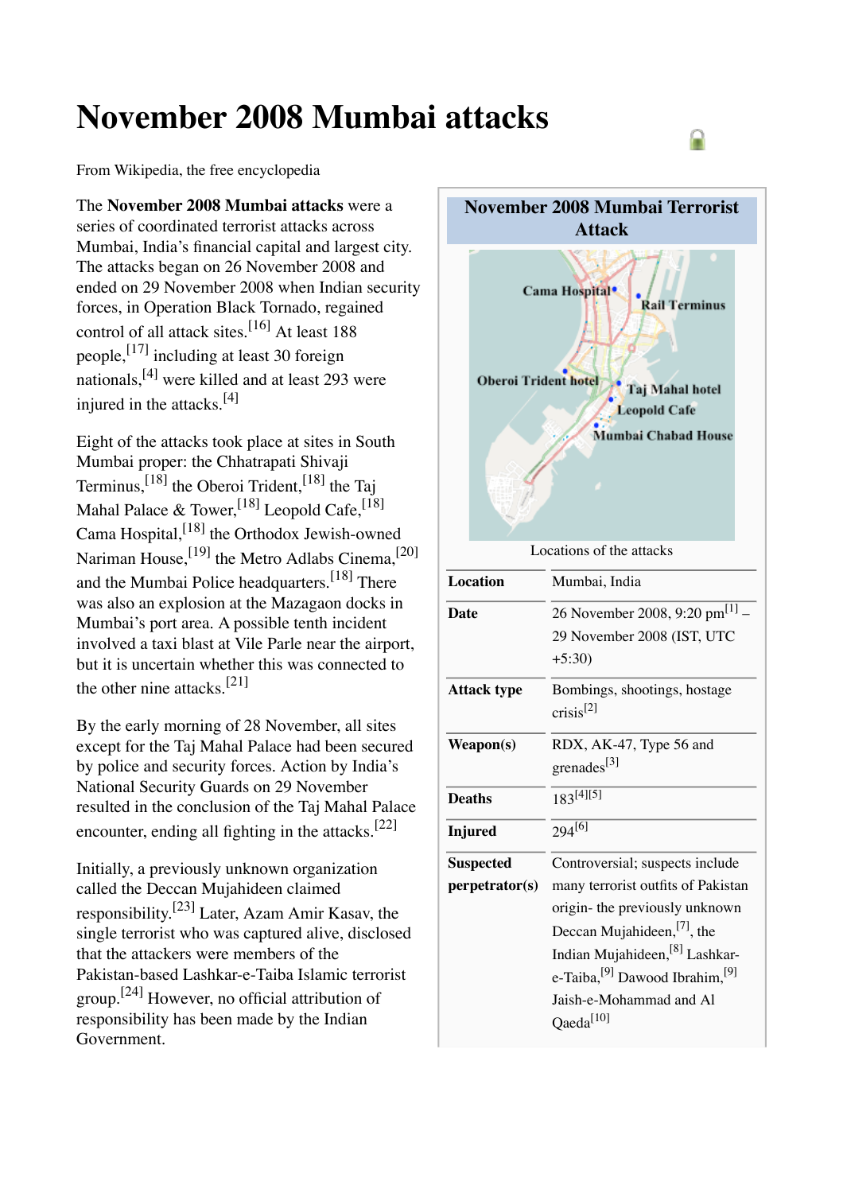# November 2008 Mumbai attacks

From Wikipedia, the free encyclopedia

The **November 2008 Mumbai attacks** were a series of coordinated terrorist attacks across Mumbai, India's financial capital and largest city. The attacks began on 26 November 2008 and ended on 29 November 2008 when Indian security forces, in Operation Black Tornado, regained control of all attack sites.[16] At least 188 people,[17] including at least 30 foreign nationals,[4] were killed and at least 293 were injured in the attacks.[4]

Eight of the attacks took place at sites in South Mumbai proper: the Chhatrapati Shivaji Terminus,[18] the Oberoi Trident,[18] the Taj Mahal Palace & Tower,[18] Leopold Cafe,[18] Cama Hospital,[18] the Orthodox Jewish-owned Nariman House,[19] the Metro Adlabs Cinema,[20] and the Mumbai Police headquarters.[18] There was also an explosion at the Mazagaon docks in Mumbai's port area. A possible tenth incident involved a taxi blast at Vile Parle near the airport, but it is uncertain whether this was connected to the other nine attacks.[21]

By the early morning of 28 November, all sites except for the Taj Mahal Palace had been secured by police and security forces. Action by India's National Security Guards on 29 November resulted in the conclusion of the Taj Mahal Palace encounter, ending all fighting in the attacks.[22]

Initially, a previously unknown organization called the Deccan Mujahideen claimed responsibility.[23] Later, Azam Amir Kasav, the single terrorist who was captured alive, disclosed that the attackers were members of the Pakistan-based Lashkar-e-Taiba Islamic terrorist group.[24] However, no official attribution of responsibility has been made by the Indian Government.

| November 2008 Mumbai Terrorist Attack | |
|---|---|
| Location | Mumbai, India |
| Date | 26 November 2008, 9:20 pm[1] – 29 November 2008 (IST, UTC +5:30) |
| Attack type | Bombings, shootings, hostage crisis[2] |
| Weapon(s) | RDX, AK-47, Type 56 and grenades[3] |
| Deaths | 183[4][5] |
| Injured | 294[6] |
| Suspected perpetrator(s) | Controversial; suspects include many terrorist outfits of Pakistan origin- the previously unknown Deccan Mujahideen,[7], the Indian Mujahideen,[8] Lashkar-e-Taiba,[9] Dawood Ibrahim,[9] Jaish-e-Mohammad and Al Qaeda[10] |

Locations of the attacks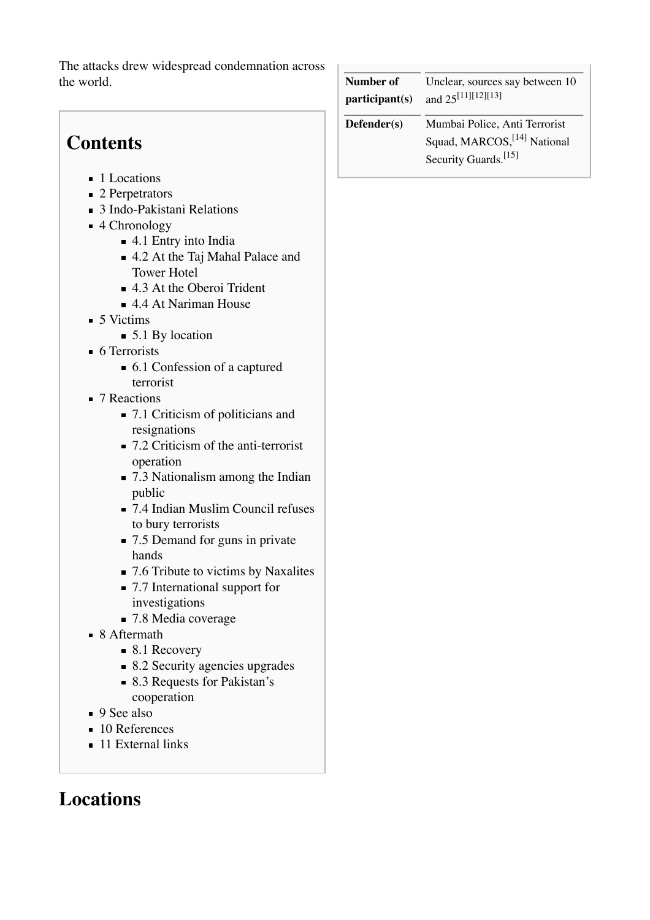The attacks drew widespread condemnation across the world.

| | |
|---|---|
| **Number of participant(s)** | Unclear, sources say between 10 and 25[11][12][13] |
| **Defender(s)** | Mumbai Police, Anti Terrorist Squad, MARCOS,[14] National Security Guards.[15] |

## Contents

- 1 Locations
- 2 Perpetrators
- 3 Indo-Pakistani Relations
- 4 Chronology
  - 4.1 Entry into India
  - 4.2 At the Taj Mahal Palace and Tower Hotel
  - 4.3 At the Oberoi Trident
  - 4.4 At Nariman House
- 5 Victims
  - 5.1 By location
- 6 Terrorists
  - 6.1 Confession of a captured terrorist
- 7 Reactions
  - 7.1 Criticism of politicians and resignations
  - 7.2 Criticism of the anti-terrorist operation
  - 7.3 Nationalism among the Indian public
  - 7.4 Indian Muslim Council refuses to bury terrorists
  - 7.5 Demand for guns in private hands
  - 7.6 Tribute to victims by Naxalites
  - 7.7 International support for investigations
  - 7.8 Media coverage
- 8 Aftermath
  - 8.1 Recovery
  - 8.2 Security agencies upgrades
  - 8.3 Requests for Pakistan's cooperation
- 9 See also
- 10 References
- 11 External links

# Locations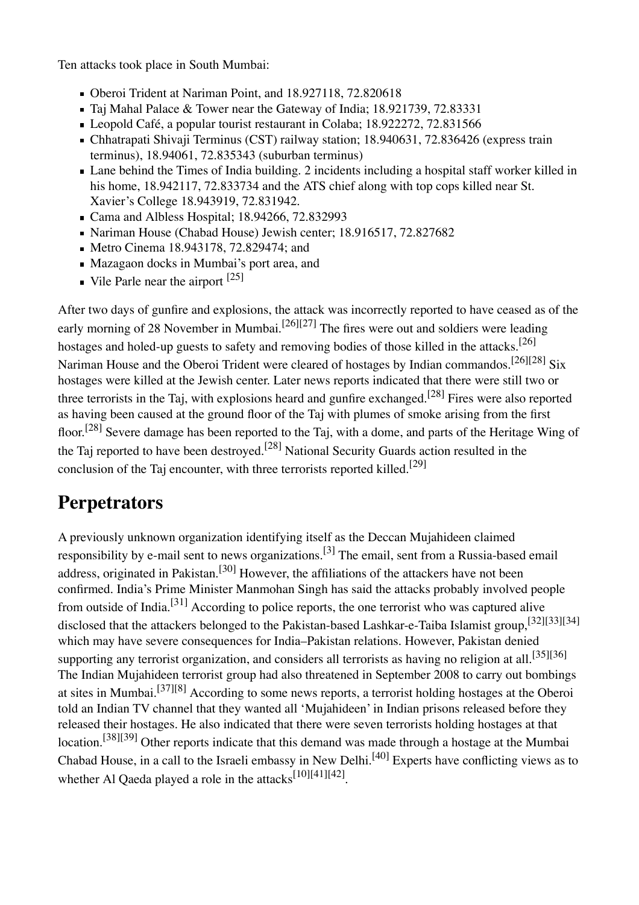Ten attacks took place in South Mumbai:

- Oberoi Trident at Nariman Point, and 18.927118, 72.820618
- Taj Mahal Palace & Tower near the Gateway of India; 18.921739, 72.83331
- Leopold Café, a popular tourist restaurant in Colaba; 18.922272, 72.831566
- Chhatrapati Shivaji Terminus (CST) railway station; 18.940631, 72.836426 (express train terminus), 18.94061, 72.835343 (suburban terminus)
- Lane behind the Times of India building. 2 incidents including a hospital staff worker killed in his home, 18.942117, 72.833734 and the ATS chief along with top cops killed near St. Xavier's College 18.943919, 72.831942.
- Cama and Albless Hospital; 18.94266, 72.832993
- Nariman House (Chabad House) Jewish center; 18.916517, 72.827682
- Metro Cinema 18.943178, 72.829474; and
- Mazagaon docks in Mumbai's port area, and
- Vile Parle near the airport [25]

After two days of gunfire and explosions, the attack was incorrectly reported to have ceased as of the early morning of 28 November in Mumbai.[26][27] The fires were out and soldiers were leading hostages and holed-up guests to safety and removing bodies of those killed in the attacks.[26] Nariman House and the Oberoi Trident were cleared of hostages by Indian commandos.[26][28] Six hostages were killed at the Jewish center. Later news reports indicated that there were still two or three terrorists in the Taj, with explosions heard and gunfire exchanged.[28] Fires were also reported as having been caused at the ground floor of the Taj with plumes of smoke arising from the first floor.[28] Severe damage has been reported to the Taj, with a dome, and parts of the Heritage Wing of the Taj reported to have been destroyed.[28] National Security Guards action resulted in the conclusion of the Taj encounter, with three terrorists reported killed.[29]

## Perpetrators

A previously unknown organization identifying itself as the Deccan Mujahideen claimed responsibility by e-mail sent to news organizations.[3] The email, sent from a Russia-based email address, originated in Pakistan.[30] However, the affiliations of the attackers have not been confirmed. India's Prime Minister Manmohan Singh has said the attacks probably involved people from outside of India.[31] According to police reports, the one terrorist who was captured alive disclosed that the attackers belonged to the Pakistan-based Lashkar-e-Taiba Islamist group,[32][33][34] which may have severe consequences for India–Pakistan relations. However, Pakistan denied supporting any terrorist organization, and considers all terrorists as having no religion at all.[35][36] The Indian Mujahideen terrorist group had also threatened in September 2008 to carry out bombings at sites in Mumbai.[37][8] According to some news reports, a terrorist holding hostages at the Oberoi told an Indian TV channel that they wanted all 'Mujahideen' in Indian prisons released before they released their hostages. He also indicated that there were seven terrorists holding hostages at that location.[38][39] Other reports indicate that this demand was made through a hostage at the Mumbai Chabad House, in a call to the Israeli embassy in New Delhi.[40] Experts have conflicting views as to whether Al Qaeda played a role in the attacks[10][41][42].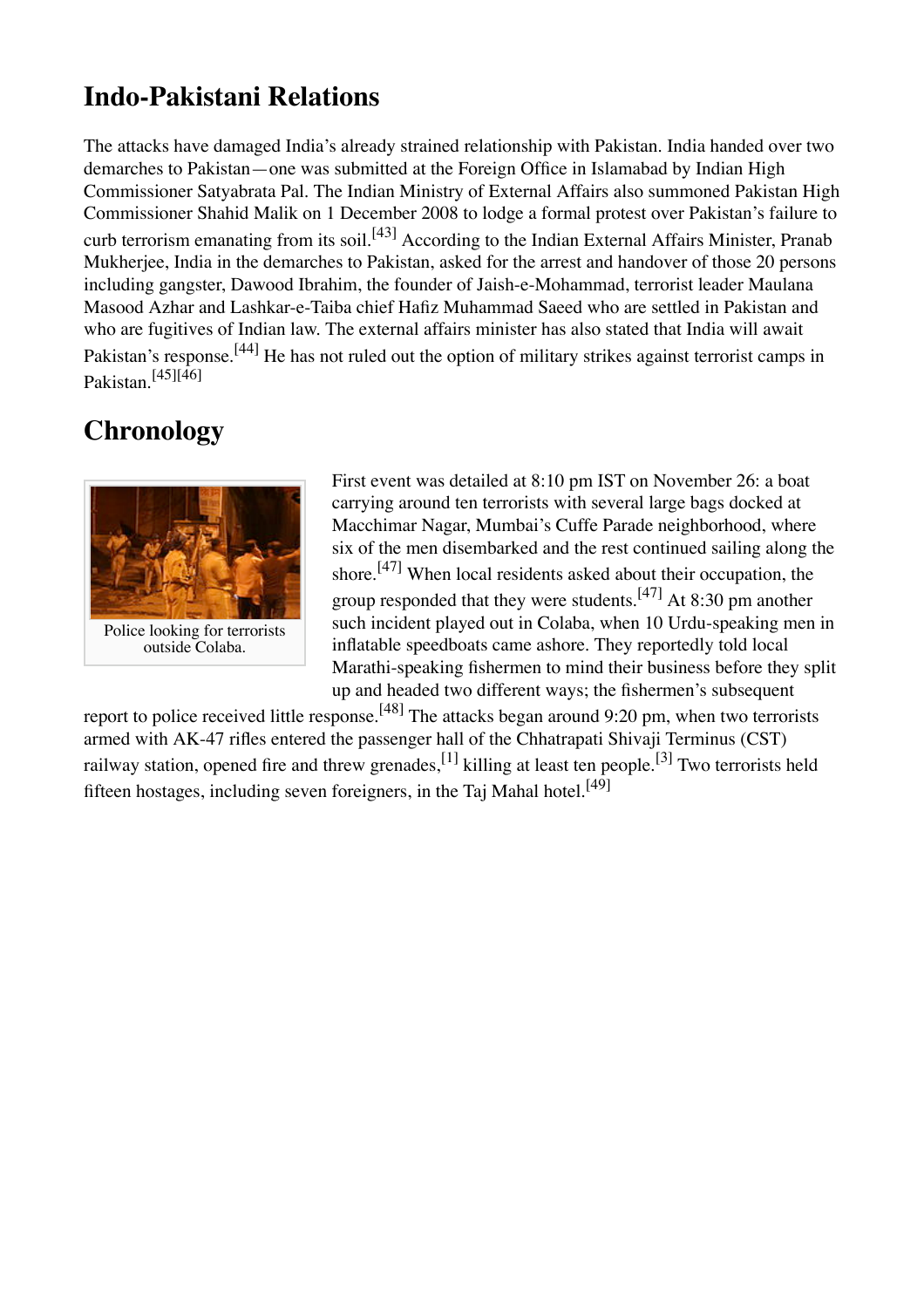## Indo-Pakistani Relations

The attacks have damaged India's already strained relationship with Pakistan. India handed over two demarches to Pakistan—one was submitted at the Foreign Office in Islamabad by Indian High Commissioner Satyabrata Pal. The Indian Ministry of External Affairs also summoned Pakistan High Commissioner Shahid Malik on 1 December 2008 to lodge a formal protest over Pakistan's failure to curb terrorism emanating from its soil.[43] According to the Indian External Affairs Minister, Pranab Mukherjee, India in the demarches to Pakistan, asked for the arrest and handover of those 20 persons including gangster, Dawood Ibrahim, the founder of Jaish-e-Mohammad, terrorist leader Maulana Masood Azhar and Lashkar-e-Taiba chief Hafiz Muhammad Saeed who are settled in Pakistan and who are fugitives of Indian law. The external affairs minister has also stated that India will await Pakistan's response.[44] He has not ruled out the option of military strikes against terrorist camps in Pakistan.[45][46]

## Chronology

Police looking for terrorists outside Colaba.

First event was detailed at 8:10 pm IST on November 26: a boat carrying around ten terrorists with several large bags docked at Macchimar Nagar, Mumbai's Cuffe Parade neighborhood, where six of the men disembarked and the rest continued sailing along the shore.[47] When local residents asked about their occupation, the group responded that they were students.[47] At 8:30 pm another such incident played out in Colaba, when 10 Urdu-speaking men in inflatable speedboats came ashore. They reportedly told local Marathi-speaking fishermen to mind their business before they split up and headed two different ways; the fishermen's subsequent report to police received little response.[48] The attacks began around 9:20 pm, when two terrorists armed with AK-47 rifles entered the passenger hall of the Chhatrapati Shivaji Terminus (CST) railway station, opened fire and threw grenades,[1] killing at least ten people.[3] Two terrorists held fifteen hostages, including seven foreigners, in the Taj Mahal hotel.[49]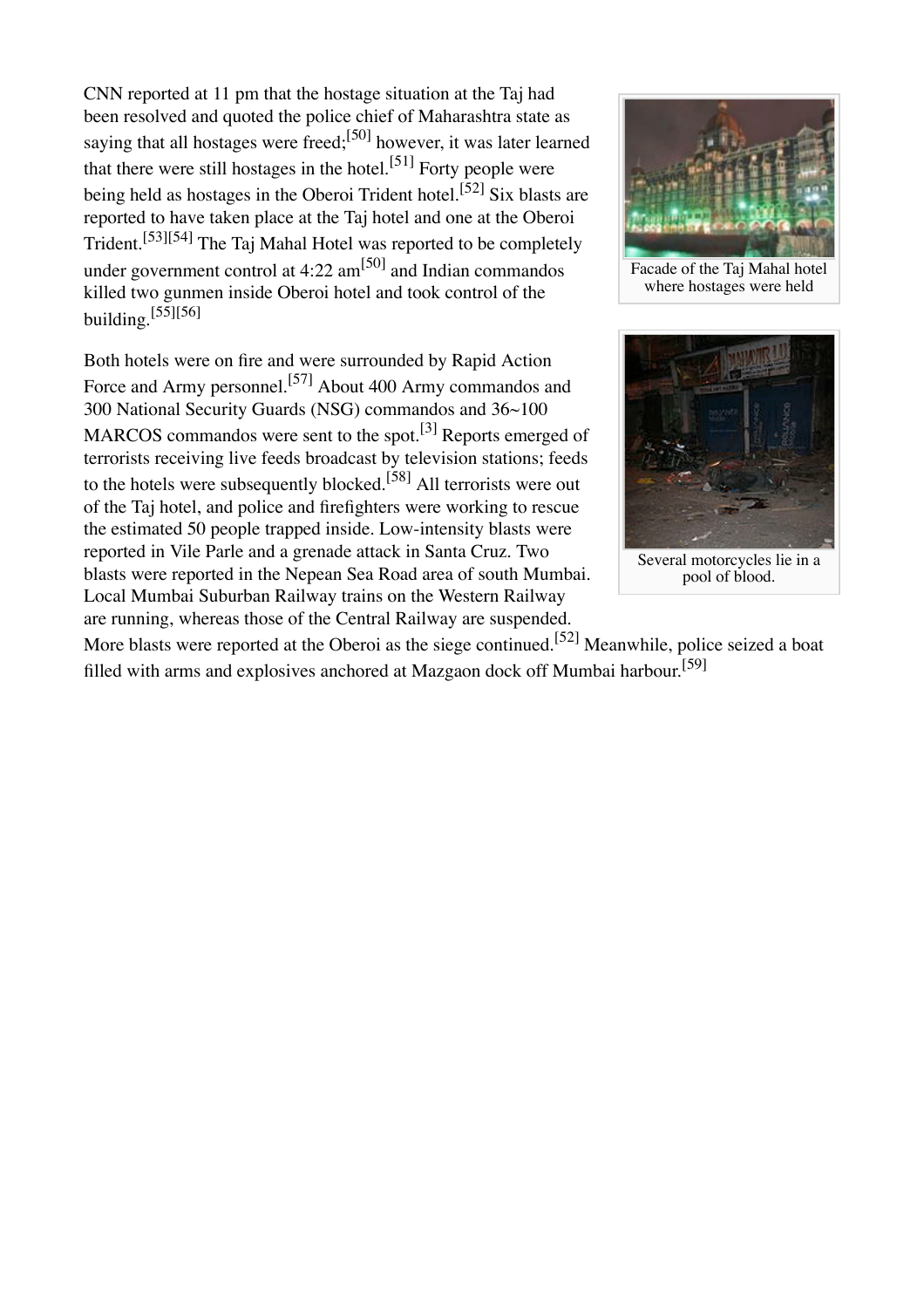CNN reported at 11 pm that the hostage situation at the Taj had been resolved and quoted the police chief of Maharashtra state as saying that all hostages were freed;[50] however, it was later learned that there were still hostages in the hotel.[51] Forty people were being held as hostages in the Oberoi Trident hotel.[52] Six blasts are reported to have taken place at the Taj hotel and one at the Oberoi Trident.[53][54] The Taj Mahal Hotel was reported to be completely under government control at 4:22 am[50] and Indian commandos killed two gunmen inside Oberoi hotel and took control of the building.[55][56]

Facade of the Taj Mahal hotel where hostages were held

Both hotels were on fire and were surrounded by Rapid Action Force and Army personnel.[57] About 400 Army commandos and 300 National Security Guards (NSG) commandos and 36~100 MARCOS commandos were sent to the spot.[3] Reports emerged of terrorists receiving live feeds broadcast by television stations; feeds to the hotels were subsequently blocked.[58] All terrorists were out of the Taj hotel, and police and firefighters were working to rescue the estimated 50 people trapped inside. Low-intensity blasts were reported in Vile Parle and a grenade attack in Santa Cruz. Two blasts were reported in the Nepean Sea Road area of south Mumbai. Local Mumbai Suburban Railway trains on the Western Railway are running, whereas those of the Central Railway are suspended. More blasts were reported at the Oberoi as the siege continued.[52] Meanwhile, police seized a boat filled with arms and explosives anchored at Mazgaon dock off Mumbai harbour.[59]

Several motorcycles lie in a pool of blood.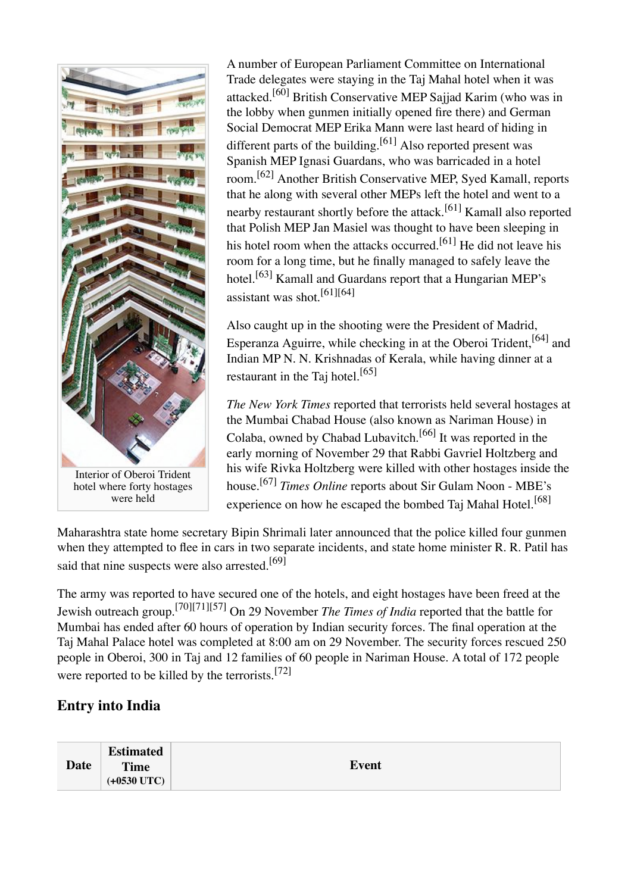A number of European Parliament Committee on International Trade delegates were staying in the Taj Mahal hotel when it was attacked.[60] British Conservative MEP Sajjad Karim (who was in the lobby when gunmen initially opened fire there) and German Social Democrat MEP Erika Mann were last heard of hiding in different parts of the building.[61] Also reported present was Spanish MEP Ignasi Guardans, who was barricaded in a hotel room.[62] Another British Conservative MEP, Syed Kamall, reports that he along with several other MEPs left the hotel and went to a nearby restaurant shortly before the attack.[61] Kamall also reported that Polish MEP Jan Masiel was thought to have been sleeping in his hotel room when the attacks occurred.[61] He did not leave his room for a long time, but he finally managed to safely leave the hotel.[63] Kamall and Guardans report that a Hungarian MEP's assistant was shot.[61][64]

Interior of Oberoi Trident hotel where forty hostages were held

Also caught up in the shooting were the President of Madrid, Esperanza Aguirre, while checking in at the Oberoi Trident,[64] and Indian MP N. N. Krishnadas of Kerala, while having dinner at a restaurant in the Taj hotel.[65]

*The New York Times* reported that terrorists held several hostages at the Mumbai Chabad House (also known as Nariman House) in Colaba, owned by Chabad Lubavitch.[66] It was reported in the early morning of November 29 that Rabbi Gavriel Holtzberg and his wife Rivka Holtzberg were killed with other hostages inside the house.[67] *Times Online* reports about Sir Gulam Noon - MBE's experience on how he escaped the bombed Taj Mahal Hotel.[68]

Maharashtra state home secretary Bipin Shrimali later announced that the police killed four gunmen when they attempted to flee in cars in two separate incidents, and state home minister R. R. Patil has said that nine suspects were also arrested.[69]

The army was reported to have secured one of the hotels, and eight hostages have been freed at the Jewish outreach group.[70][71][57] On 29 November *The Times of India* reported that the battle for Mumbai has ended after 60 hours of operation by Indian security forces. The final operation at the Taj Mahal Palace hotel was completed at 8:00 am on 29 November. The security forces rescued 250 people in Oberoi, 300 in Taj and 12 families of 60 people in Nariman House. A total of 172 people were reported to be killed by the terrorists.[72]

## Entry into India

| Date | Estimated Time (+0530 UTC) | Event |
|---|---|---|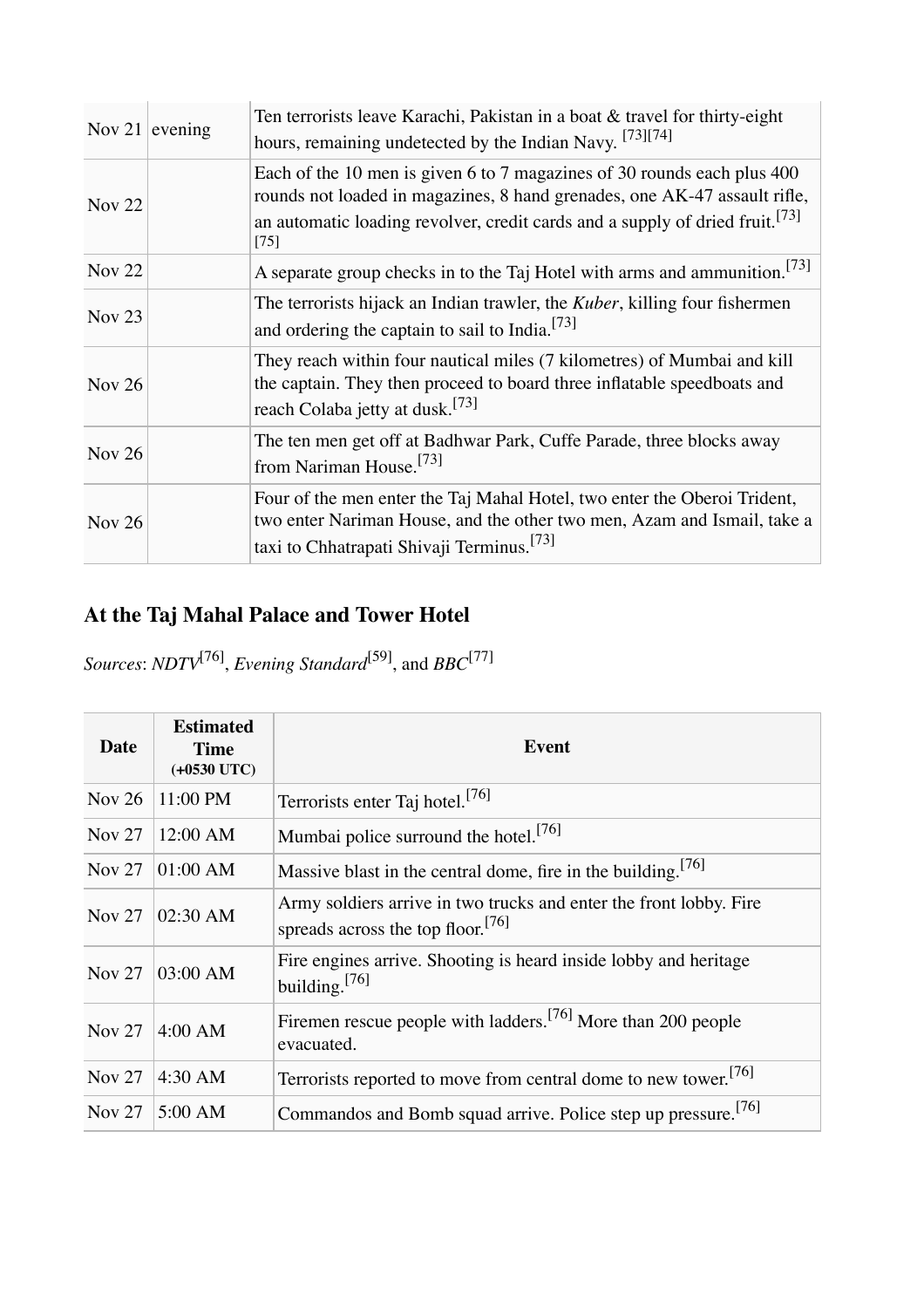| | | |
|---|---|---|
| Nov 21 | evening | Ten terrorists leave Karachi, Pakistan in a boat & travel for thirty-eight hours, remaining undetected by the Indian Navy. [73][74] |
| Nov 22 | | Each of the 10 men is given 6 to 7 magazines of 30 rounds each plus 400 rounds not loaded in magazines, 8 hand grenades, one AK-47 assault rifle, an automatic loading revolver, credit cards and a supply of dried fruit.[73][75] |
| Nov 22 | | A separate group checks in to the Taj Hotel with arms and ammunition.[73] |
| Nov 23 | | The terrorists hijack an Indian trawler, the *Kuber*, killing four fishermen and ordering the captain to sail to India.[73] |
| Nov 26 | | They reach within four nautical miles (7 kilometres) of Mumbai and kill the captain. They then proceed to board three inflatable speedboats and reach Colaba jetty at dusk.[73] |
| Nov 26 | | The ten men get off at Badhwar Park, Cuffe Parade, three blocks away from Nariman House.[73] |
| Nov 26 | | Four of the men enter the Taj Mahal Hotel, two enter the Oberoi Trident, two enter Nariman House, and the other two men, Azam and Ismail, take a taxi to Chhatrapati Shivaji Terminus.[73] |

## At the Taj Mahal Palace and Tower Hotel

*Sources*: *NDTV*[76], *Evening Standard*[59], and *BBC*[77]

| Date | Estimated Time (+0530 UTC) | Event |
|---|---|---|
| Nov 26 | 11:00 PM | Terrorists enter Taj hotel.[76] |
| Nov 27 | 12:00 AM | Mumbai police surround the hotel.[76] |
| Nov 27 | 01:00 AM | Massive blast in the central dome, fire in the building.[76] |
| Nov 27 | 02:30 AM | Army soldiers arrive in two trucks and enter the front lobby. Fire spreads across the top floor.[76] |
| Nov 27 | 03:00 AM | Fire engines arrive. Shooting is heard inside lobby and heritage building.[76] |
| Nov 27 | 4:00 AM | Firemen rescue people with ladders.[76] More than 200 people evacuated. |
| Nov 27 | 4:30 AM | Terrorists reported to move from central dome to new tower.[76] |
| Nov 27 | 5:00 AM | Commandos and Bomb squad arrive. Police step up pressure.[76] |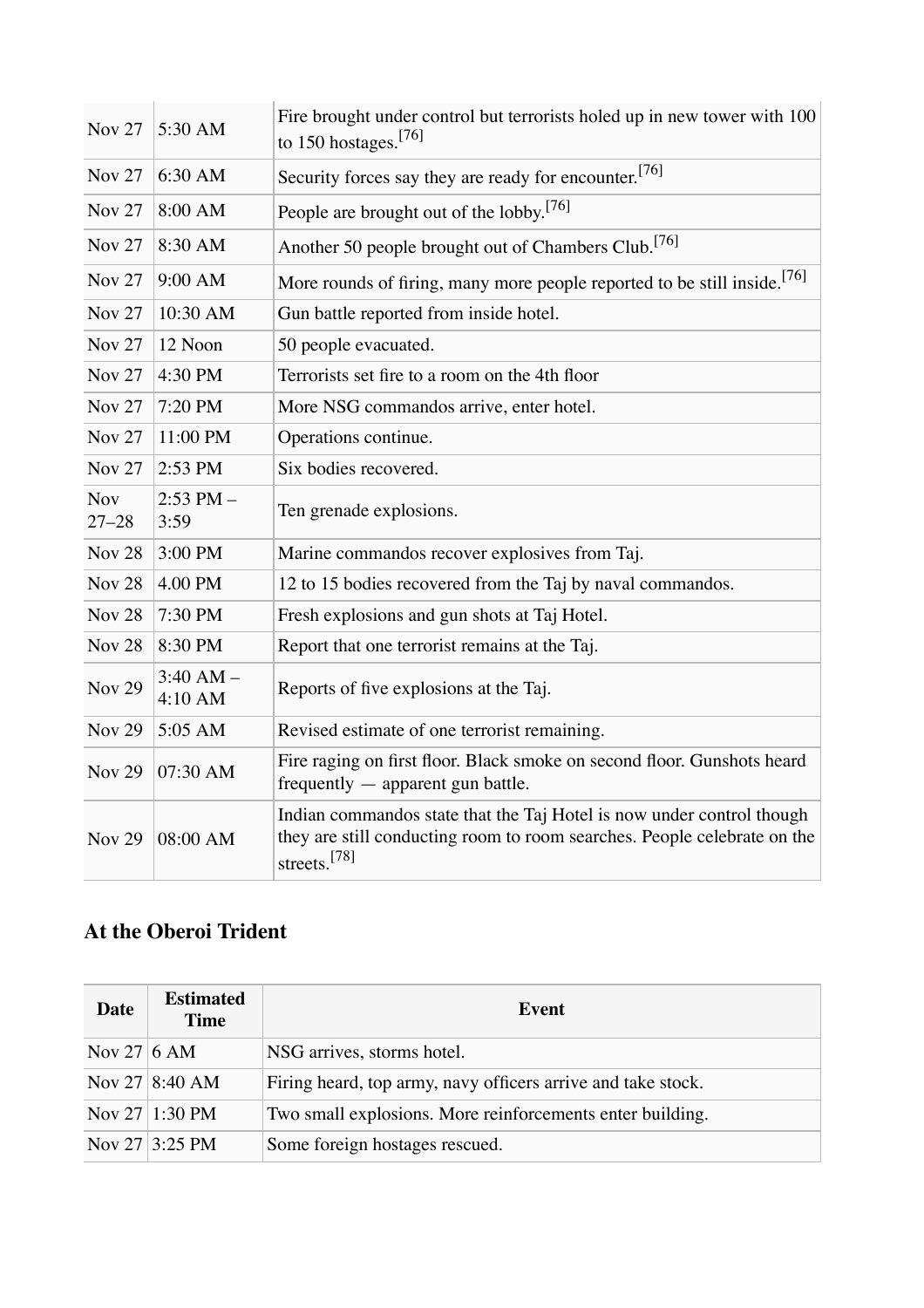| | | |
|---|---|---|
| Nov 27 | 5:30 AM | Fire brought under control but terrorists holed up in new tower with 100 to 150 hostages.[76] |
| Nov 27 | 6:30 AM | Security forces say they are ready for encounter.[76] |
| Nov 27 | 8:00 AM | People are brought out of the lobby.[76] |
| Nov 27 | 8:30 AM | Another 50 people brought out of Chambers Club.[76] |
| Nov 27 | 9:00 AM | More rounds of firing, many more people reported to be still inside.[76] |
| Nov 27 | 10:30 AM | Gun battle reported from inside hotel. |
| Nov 27 | 12 Noon | 50 people evacuated. |
| Nov 27 | 4:30 PM | Terrorists set fire to a room on the 4th floor |
| Nov 27 | 7:20 PM | More NSG commandos arrive, enter hotel. |
| Nov 27 | 11:00 PM | Operations continue. |
| Nov 27 | 2:53 PM | Six bodies recovered. |
| Nov 27–28 | 2:53 PM – 3:59 | Ten grenade explosions. |
| Nov 28 | 3:00 PM | Marine commandos recover explosives from Taj. |
| Nov 28 | 4.00 PM | 12 to 15 bodies recovered from the Taj by naval commandos. |
| Nov 28 | 7:30 PM | Fresh explosions and gun shots at Taj Hotel. |
| Nov 28 | 8:30 PM | Report that one terrorist remains at the Taj. |
| Nov 29 | 3:40 AM – 4:10 AM | Reports of five explosions at the Taj. |
| Nov 29 | 5:05 AM | Revised estimate of one terrorist remaining. |
| Nov 29 | 07:30 AM | Fire raging on first floor. Black smoke on second floor. Gunshots heard frequently — apparent gun battle. |
| Nov 29 | 08:00 AM | Indian commandos state that the Taj Hotel is now under control though they are still conducting room to room searches. People celebrate on the streets.[78] |

## At the Oberoi Trident

| Date | Estimated Time | Event |
|---|---|---|
| Nov 27 | 6 AM | NSG arrives, storms hotel. |
| Nov 27 | 8:40 AM | Firing heard, top army, navy officers arrive and take stock. |
| Nov 27 | 1:30 PM | Two small explosions. More reinforcements enter building. |
| Nov 27 | 3:25 PM | Some foreign hostages rescued. |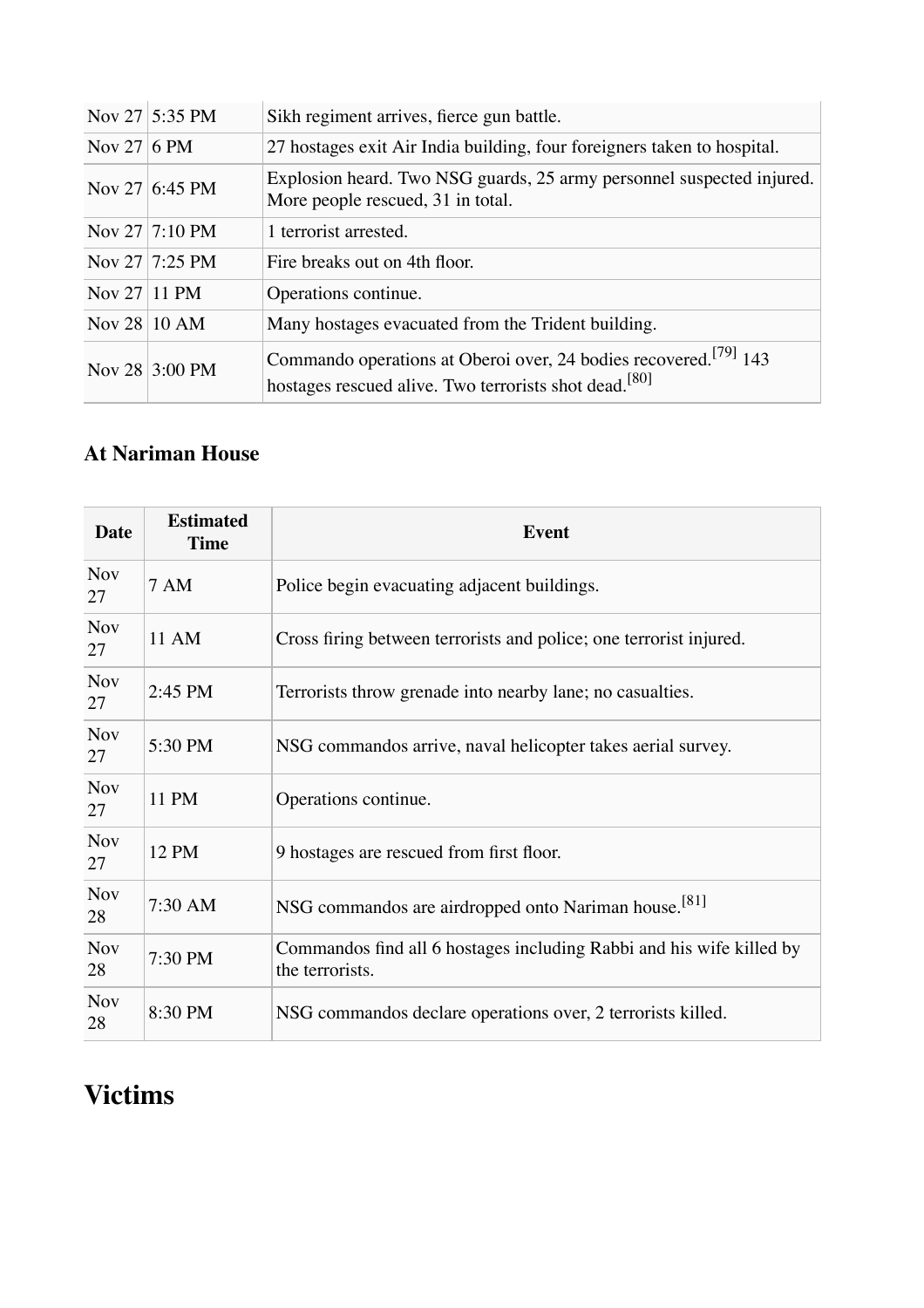| | | |
|---|---|---|
| Nov 27 | 5:35 PM | Sikh regiment arrives, fierce gun battle. |
| Nov 27 | 6 PM | 27 hostages exit Air India building, four foreigners taken to hospital. |
| Nov 27 | 6:45 PM | Explosion heard. Two NSG guards, 25 army personnel suspected injured. More people rescued, 31 in total. |
| Nov 27 | 7:10 PM | 1 terrorist arrested. |
| Nov 27 | 7:25 PM | Fire breaks out on 4th floor. |
| Nov 27 | 11 PM | Operations continue. |
| Nov 28 | 10 AM | Many hostages evacuated from the Trident building. |
| Nov 28 | 3:00 PM | Commando operations at Oberoi over, 24 bodies recovered.[79] 143 hostages rescued alive. Two terrorists shot dead.[80] |

### At Nariman House

| Date | Estimated Time | Event |
|---|---|---|
| Nov 27 | 7 AM | Police begin evacuating adjacent buildings. |
| Nov 27 | 11 AM | Cross firing between terrorists and police; one terrorist injured. |
| Nov 27 | 2:45 PM | Terrorists throw grenade into nearby lane; no casualties. |
| Nov 27 | 5:30 PM | NSG commandos arrive, naval helicopter takes aerial survey. |
| Nov 27 | 11 PM | Operations continue. |
| Nov 27 | 12 PM | 9 hostages are rescued from first floor. |
| Nov 28 | 7:30 AM | NSG commandos are airdropped onto Nariman house.[81] |
| Nov 28 | 7:30 PM | Commandos find all 6 hostages including Rabbi and his wife killed by the terrorists. |
| Nov 28 | 8:30 PM | NSG commandos declare operations over, 2 terrorists killed. |

# Victims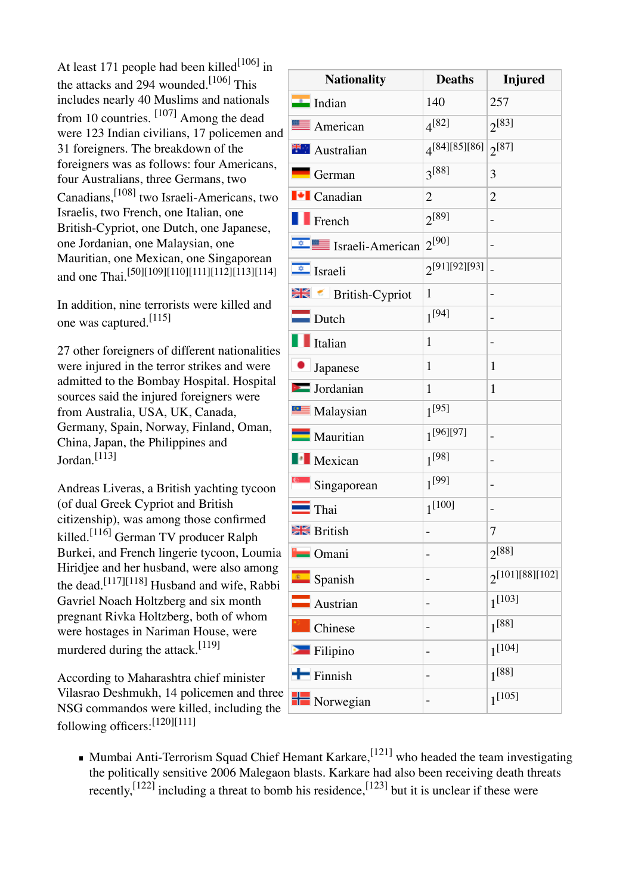At least 171 people had been killed[106] in the attacks and 294 wounded.[106] This includes nearly 40 Muslims and nationals from 10 countries. [107] Among the dead were 123 Indian civilians, 17 policemen and 31 foreigners. The breakdown of the foreigners was as follows: four Americans, four Australians, three Germans, two Canadians,[108] two Israeli-Americans, two Israelis, two French, one Italian, one British-Cypriot, one Dutch, one Japanese, one Jordanian, one Malaysian, one Mauritian, one Mexican, one Singaporean and one Thai.[50][109][110][111][112][113][114]

In addition, nine terrorists were killed and one was captured.[115]

27 other foreigners of different nationalities were injured in the terror strikes and were admitted to the Bombay Hospital. Hospital sources said the injured foreigners were from Australia, USA, UK, Canada, Germany, Spain, Norway, Finland, Oman, China, Japan, the Philippines and Jordan.[113]

Andreas Liveras, a British yachting tycoon (of dual Greek Cypriot and British citizenship), was among those confirmed killed.[116] German TV producer Ralph Burkei, and French lingerie tycoon, Loumia Hiridjee and her husband, were also among the dead.[117][118] Husband and wife, Rabbi Gavriel Noach Holtzberg and six month pregnant Rivka Holtzberg, both of whom were hostages in Nariman House, were murdered during the attack.[119]

According to Maharashtra chief minister Vilasrao Deshmukh, 14 policemen and three NSG commandos were killed, including the following officers:[120][111]

| Nationality | Deaths | Injured |
|---|---|---|
| Indian | 140 | 257 |
| American | 4[82] | 2[83] |
| Australian | 4[84][85][86] | 2[87] |
| German | 3[88] | 3 |
| Canadian | 2 | 2 |
| French | 2[89] | - |
| Israeli-American | 2[90] | - |
| Israeli | 2[91][92][93] | - |
| British-Cypriot | 1 | - |
| Dutch | 1[94] | - |
| Italian | 1 | - |
| Japanese | 1 | 1 |
| Jordanian | 1 | 1 |
| Malaysian | 1[95] | |
| Mauritian | 1[96][97] | - |
| Mexican | 1[98] | - |
| Singaporean | 1[99] | - |
| Thai | 1[100] | - |
| British | - | 7 |
| Omani | - | 2[88] |
| Spanish | - | 2[101][88][102] |
| Austrian | - | 1[103] |
| Chinese | - | 1[88] |
| Filipino | - | 1[104] |
| Finnish | - | 1[88] |
| Norwegian | - | 1[105] |

- Mumbai Anti-Terrorism Squad Chief Hemant Karkare,[121] who headed the team investigating the politically sensitive 2006 Malegaon blasts. Karkare had also been receiving death threats recently,[122] including a threat to bomb his residence,[123] but it is unclear if these were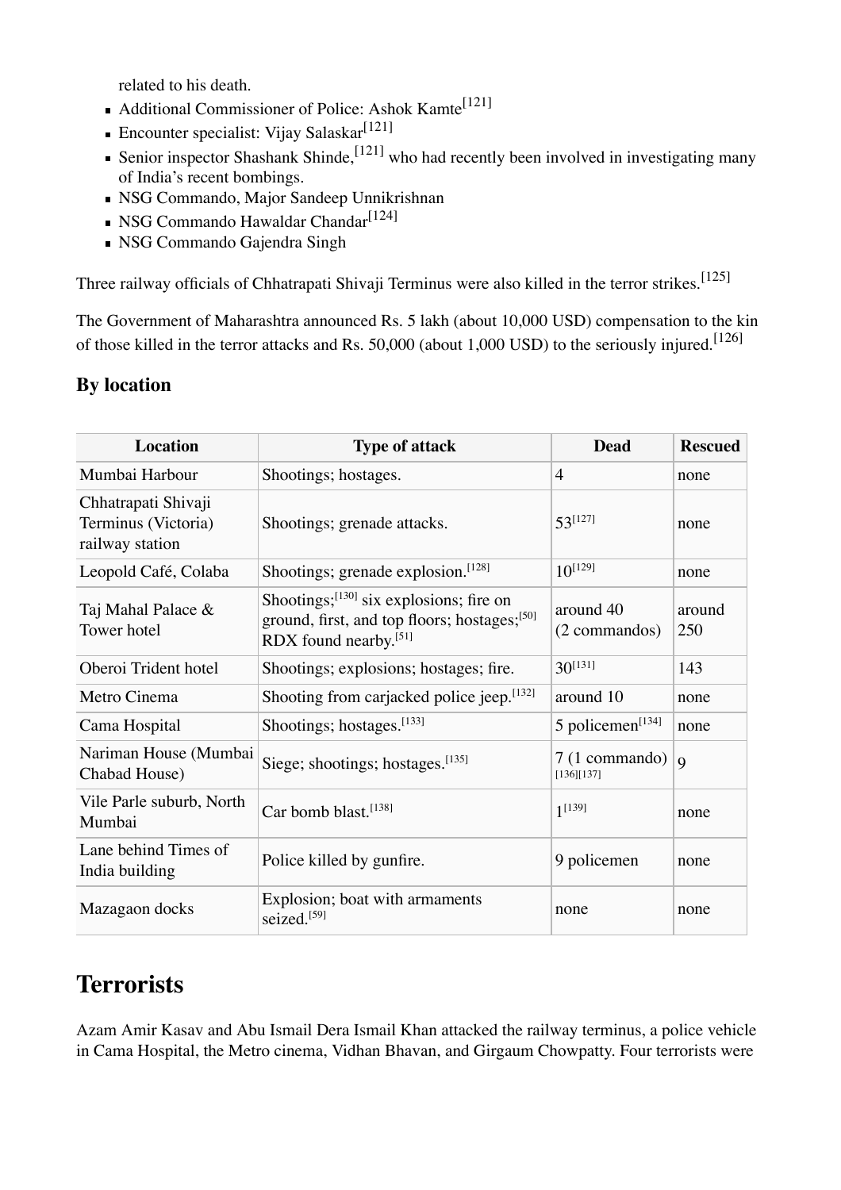related to his death.

- Additional Commissioner of Police: Ashok Kamte[121]
- Encounter specialist: Vijay Salaskar[121]
- Senior inspector Shashank Shinde,[121] who had recently been involved in investigating many of India's recent bombings.
- NSG Commando, Major Sandeep Unnikrishnan
- NSG Commando Hawaldar Chandar[124]
- NSG Commando Gajendra Singh

Three railway officials of Chhatrapati Shivaji Terminus were also killed in the terror strikes.[125]

The Government of Maharashtra announced Rs. 5 lakh (about 10,000 USD) compensation to the kin of those killed in the terror attacks and Rs. 50,000 (about 1,000 USD) to the seriously injured.[126]

### By location

| Location | Type of attack | Dead | Rescued |
|---|---|---|---|
| Mumbai Harbour | Shootings; hostages. | 4 | none |
| Chhatrapati Shivaji Terminus (Victoria) railway station | Shootings; grenade attacks. | 53[127] | none |
| Leopold Café, Colaba | Shootings; grenade explosion.[128] | 10[129] | none |
| Taj Mahal Palace & Tower hotel | Shootings;[130] six explosions; fire on ground, first, and top floors; hostages;[50] RDX found nearby.[51] | around 40 (2 commandos) | around 250 |
| Oberoi Trident hotel | Shootings; explosions; hostages; fire. | 30[131] | 143 |
| Metro Cinema | Shooting from carjacked police jeep.[132] | around 10 | none |
| Cama Hospital | Shootings; hostages.[133] | 5 policemen[134] | none |
| Nariman House (Mumbai Chabad House) | Siege; shootings; hostages.[135] | 7 (1 commando) [136][137] | 9 |
| Vile Parle suburb, North Mumbai | Car bomb blast.[138] | 1[139] | none |
| Lane behind Times of India building | Police killed by gunfire. | 9 policemen | none |
| Mazagaon docks | Explosion; boat with armaments seized.[59] | none | none |

## Terrorists

Azam Amir Kasav and Abu Ismail Dera Ismail Khan attacked the railway terminus, a police vehicle in Cama Hospital, the Metro cinema, Vidhan Bhavan, and Girgaum Chowpatty. Four terrorists were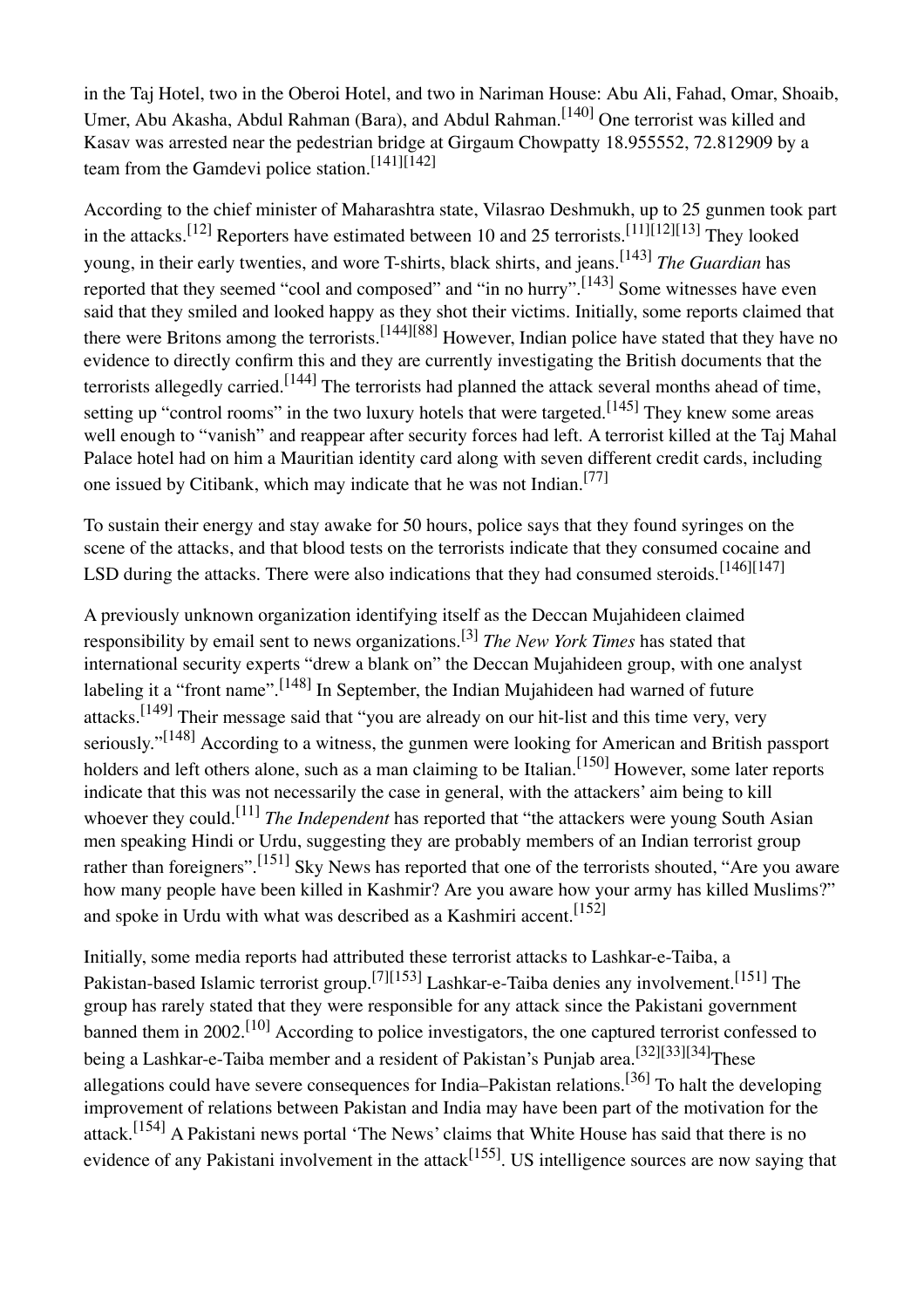in the Taj Hotel, two in the Oberoi Hotel, and two in Nariman House: Abu Ali, Fahad, Omar, Shoaib, Umer, Abu Akasha, Abdul Rahman (Bara), and Abdul Rahman.[140] One terrorist was killed and Kasav was arrested near the pedestrian bridge at Girgaum Chowpatty 18.955552, 72.812909 by a team from the Gamdevi police station.[141][142]

According to the chief minister of Maharashtra state, Vilasrao Deshmukh, up to 25 gunmen took part in the attacks.[12] Reporters have estimated between 10 and 25 terrorists.[11][12][13] They looked young, in their early twenties, and wore T-shirts, black shirts, and jeans.[143] *The Guardian* has reported that they seemed "cool and composed" and "in no hurry".[143] Some witnesses have even said that they smiled and looked happy as they shot their victims. Initially, some reports claimed that there were Britons among the terrorists.[144][88] However, Indian police have stated that they have no evidence to directly confirm this and they are currently investigating the British documents that the terrorists allegedly carried.[144] The terrorists had planned the attack several months ahead of time, setting up "control rooms" in the two luxury hotels that were targeted.[145] They knew some areas well enough to "vanish" and reappear after security forces had left. A terrorist killed at the Taj Mahal Palace hotel had on him a Mauritian identity card along with seven different credit cards, including one issued by Citibank, which may indicate that he was not Indian.[77]

To sustain their energy and stay awake for 50 hours, police says that they found syringes on the scene of the attacks, and that blood tests on the terrorists indicate that they consumed cocaine and LSD during the attacks. There were also indications that they had consumed steroids.[146][147]

A previously unknown organization identifying itself as the Deccan Mujahideen claimed responsibility by email sent to news organizations.[3] *The New York Times* has stated that international security experts "drew a blank on" the Deccan Mujahideen group, with one analyst labeling it a "front name".[148] In September, the Indian Mujahideen had warned of future attacks.[149] Their message said that "you are already on our hit-list and this time very, very seriously."[148] According to a witness, the gunmen were looking for American and British passport holders and left others alone, such as a man claiming to be Italian.[150] However, some later reports indicate that this was not necessarily the case in general, with the attackers' aim being to kill whoever they could.[11] *The Independent* has reported that "the attackers were young South Asian men speaking Hindi or Urdu, suggesting they are probably members of an Indian terrorist group rather than foreigners".[151] Sky News has reported that one of the terrorists shouted, "Are you aware how many people have been killed in Kashmir? Are you aware how your army has killed Muslims?" and spoke in Urdu with what was described as a Kashmiri accent.[152]

Initially, some media reports had attributed these terrorist attacks to Lashkar-e-Taiba, a Pakistan-based Islamic terrorist group.[7][153] Lashkar-e-Taiba denies any involvement.[151] The group has rarely stated that they were responsible for any attack since the Pakistani government banned them in 2002.[10] According to police investigators, the one captured terrorist confessed to being a Lashkar-e-Taiba member and a resident of Pakistan's Punjab area.[32][33][34]These allegations could have severe consequences for India–Pakistan relations.[36] To halt the developing improvement of relations between Pakistan and India may have been part of the motivation for the attack.[154] A Pakistani news portal 'The News' claims that White House has said that there is no evidence of any Pakistani involvement in the attack[155]. US intelligence sources are now saying that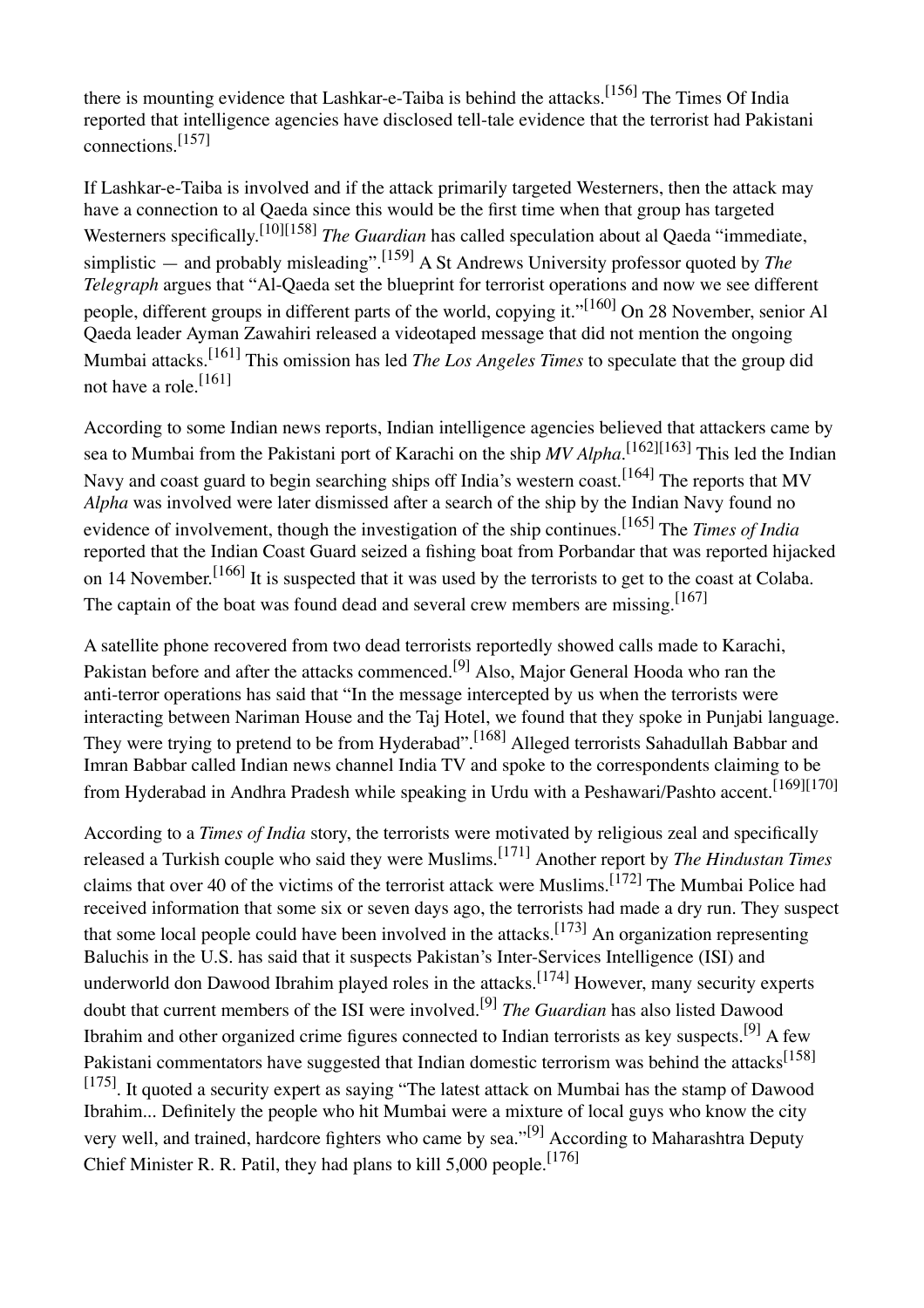there is mounting evidence that Lashkar-e-Taiba is behind the attacks.[156] The Times Of India reported that intelligence agencies have disclosed tell-tale evidence that the terrorist had Pakistani connections.[157]

If Lashkar-e-Taiba is involved and if the attack primarily targeted Westerners, then the attack may have a connection to al Qaeda since this would be the first time when that group has targeted Westerners specifically.[10][158] *The Guardian* has called speculation about al Qaeda "immediate, simplistic — and probably misleading".[159] A St Andrews University professor quoted by *The Telegraph* argues that "Al-Qaeda set the blueprint for terrorist operations and now we see different people, different groups in different parts of the world, copying it."[160] On 28 November, senior Al Qaeda leader Ayman Zawahiri released a videotaped message that did not mention the ongoing Mumbai attacks.[161] This omission has led *The Los Angeles Times* to speculate that the group did not have a role.[161]

According to some Indian news reports, Indian intelligence agencies believed that attackers came by sea to Mumbai from the Pakistani port of Karachi on the ship *MV Alpha*.[162][163] This led the Indian Navy and coast guard to begin searching ships off India's western coast.[164] The reports that MV *Alpha* was involved were later dismissed after a search of the ship by the Indian Navy found no evidence of involvement, though the investigation of the ship continues.[165] The *Times of India* reported that the Indian Coast Guard seized a fishing boat from Porbandar that was reported hijacked on 14 November.[166] It is suspected that it was used by the terrorists to get to the coast at Colaba. The captain of the boat was found dead and several crew members are missing.[167]

A satellite phone recovered from two dead terrorists reportedly showed calls made to Karachi, Pakistan before and after the attacks commenced.[9] Also, Major General Hooda who ran the anti-terror operations has said that "In the message intercepted by us when the terrorists were interacting between Nariman House and the Taj Hotel, we found that they spoke in Punjabi language. They were trying to pretend to be from Hyderabad".[168] Alleged terrorists Sahadullah Babbar and Imran Babbar called Indian news channel India TV and spoke to the correspondents claiming to be from Hyderabad in Andhra Pradesh while speaking in Urdu with a Peshawari/Pashto accent.[169][170]

According to a *Times of India* story, the terrorists were motivated by religious zeal and specifically released a Turkish couple who said they were Muslims.[171] Another report by *The Hindustan Times* claims that over 40 of the victims of the terrorist attack were Muslims.[172] The Mumbai Police had received information that some six or seven days ago, the terrorists had made a dry run. They suspect that some local people could have been involved in the attacks.[173] An organization representing Baluchis in the U.S. has said that it suspects Pakistan's Inter-Services Intelligence (ISI) and underworld don Dawood Ibrahim played roles in the attacks.[174] However, many security experts doubt that current members of the ISI were involved.[9] *The Guardian* has also listed Dawood Ibrahim and other organized crime figures connected to Indian terrorists as key suspects.[9] A few Pakistani commentators have suggested that Indian domestic terrorism was behind the attacks[158][175]. It quoted a security expert as saying "The latest attack on Mumbai has the stamp of Dawood Ibrahim... Definitely the people who hit Mumbai were a mixture of local guys who know the city very well, and trained, hardcore fighters who came by sea."[9] According to Maharashtra Deputy Chief Minister R. R. Patil, they had plans to kill 5,000 people.[176]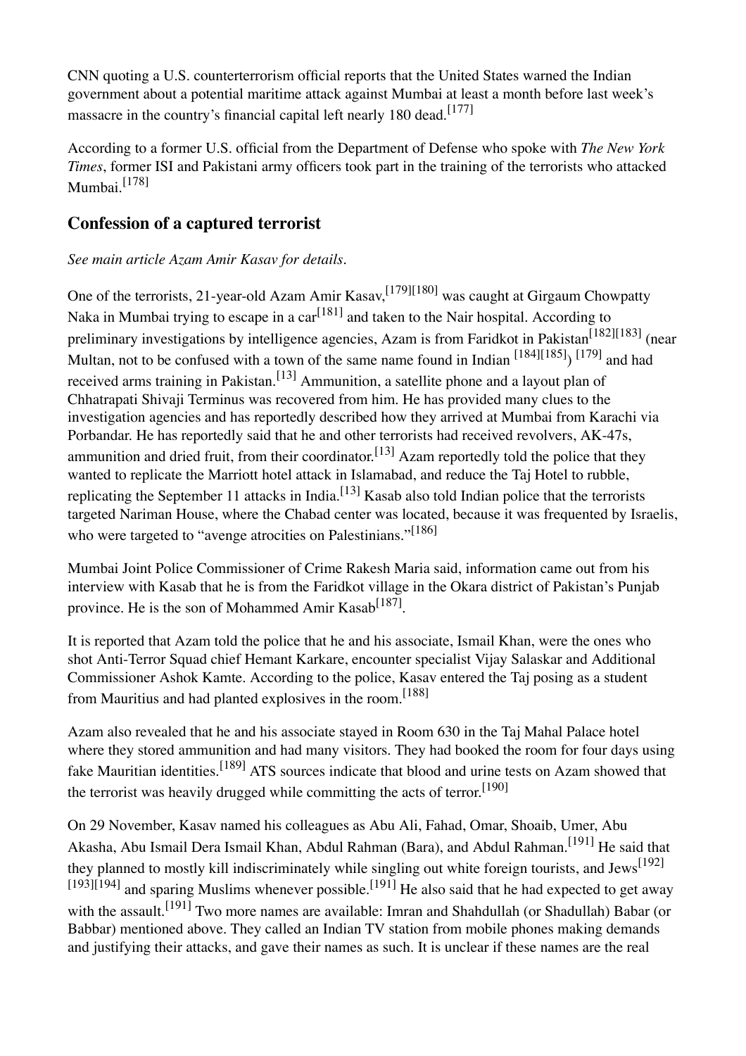CNN quoting a U.S. counterterrorism official reports that the United States warned the Indian government about a potential maritime attack against Mumbai at least a month before last week's massacre in the country's financial capital left nearly 180 dead.[177]

According to a former U.S. official from the Department of Defense who spoke with *The New York Times*, former ISI and Pakistani army officers took part in the training of the terrorists who attacked Mumbai.[178]

## Confession of a captured terrorist

*See main article Azam Amir Kasav for details.*

One of the terrorists, 21-year-old Azam Amir Kasav,[179][180] was caught at Girgaum Chowpatty Naka in Mumbai trying to escape in a car[181] and taken to the Nair hospital. According to preliminary investigations by intelligence agencies, Azam is from Faridkot in Pakistan[182][183] (near Multan, not to be confused with a town of the same name found in Indian [184][185]) [179] and had received arms training in Pakistan.[13] Ammunition, a satellite phone and a layout plan of Chhatrapati Shivaji Terminus was recovered from him. He has provided many clues to the investigation agencies and has reportedly described how they arrived at Mumbai from Karachi via Porbandar. He has reportedly said that he and other terrorists had received revolvers, AK-47s, ammunition and dried fruit, from their coordinator.[13] Azam reportedly told the police that they wanted to replicate the Marriott hotel attack in Islamabad, and reduce the Taj Hotel to rubble, replicating the September 11 attacks in India.[13] Kasab also told Indian police that the terrorists targeted Nariman House, where the Chabad center was located, because it was frequented by Israelis, who were targeted to "avenge atrocities on Palestinians."[186]

Mumbai Joint Police Commissioner of Crime Rakesh Maria said, information came out from his interview with Kasab that he is from the Faridkot village in the Okara district of Pakistan's Punjab province. He is the son of Mohammed Amir Kasab[187].

It is reported that Azam told the police that he and his associate, Ismail Khan, were the ones who shot Anti-Terror Squad chief Hemant Karkare, encounter specialist Vijay Salaskar and Additional Commissioner Ashok Kamte. According to the police, Kasav entered the Taj posing as a student from Mauritius and had planted explosives in the room.[188]

Azam also revealed that he and his associate stayed in Room 630 in the Taj Mahal Palace hotel where they stored ammunition and had many visitors. They had booked the room for four days using fake Mauritian identities.[189] ATS sources indicate that blood and urine tests on Azam showed that the terrorist was heavily drugged while committing the acts of terror.[190]

On 29 November, Kasav named his colleagues as Abu Ali, Fahad, Omar, Shoaib, Umer, Abu Akasha, Abu Ismail Dera Ismail Khan, Abdul Rahman (Bara), and Abdul Rahman.[191] He said that they planned to mostly kill indiscriminately while singling out white foreign tourists, and Jews[192][193][194] and sparing Muslims whenever possible.[191] He also said that he had expected to get away with the assault.[191] Two more names are available: Imran and Shahdullah (or Shadullah) Babar (or Babbar) mentioned above. They called an Indian TV station from mobile phones making demands and justifying their attacks, and gave their names as such. It is unclear if these names are the real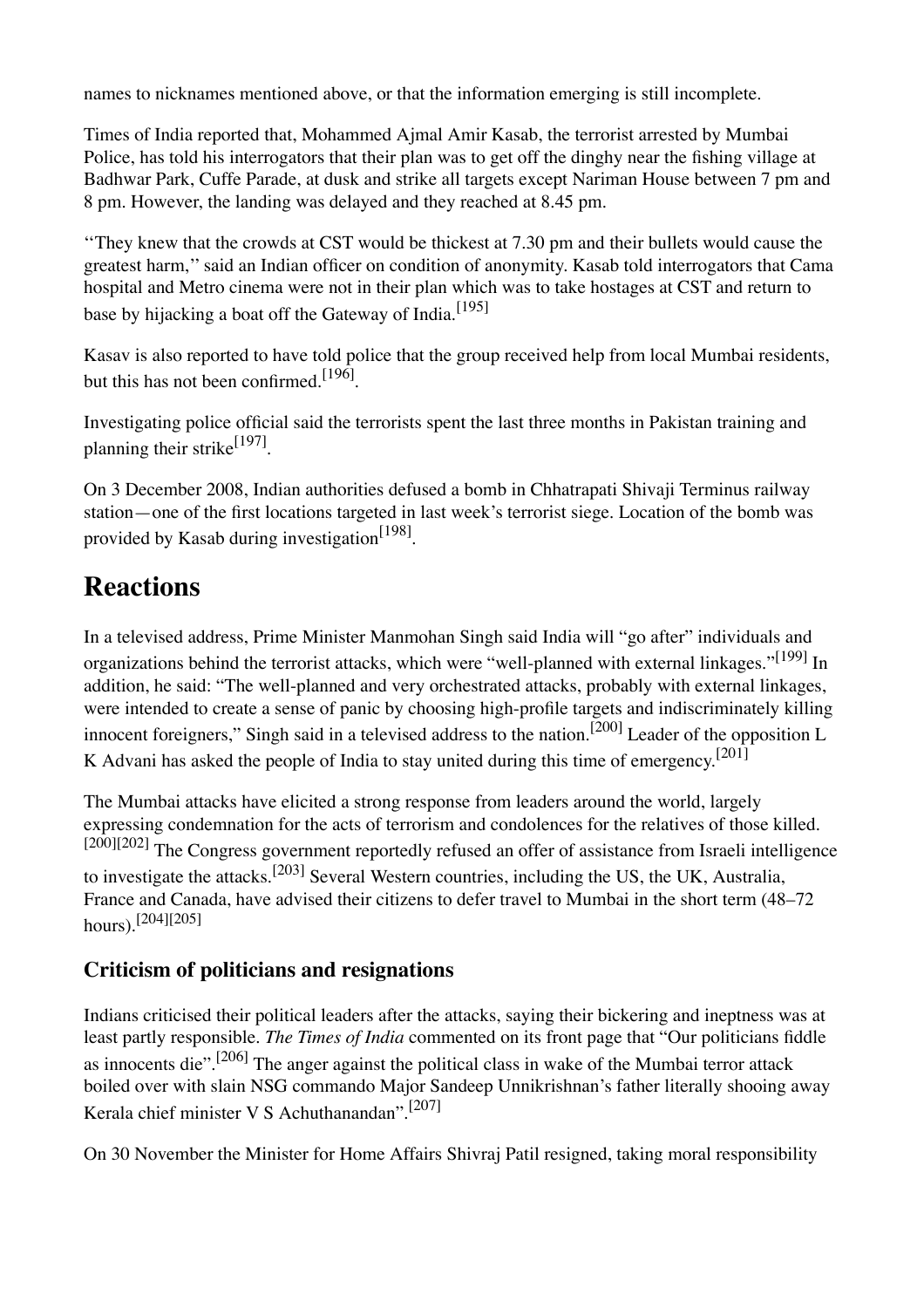names to nicknames mentioned above, or that the information emerging is still incomplete.

Times of India reported that, Mohammed Ajmal Amir Kasab, the terrorist arrested by Mumbai Police, has told his interrogators that their plan was to get off the dinghy near the fishing village at Badhwar Park, Cuffe Parade, at dusk and strike all targets except Nariman House between 7 pm and 8 pm. However, the landing was delayed and they reached at 8.45 pm.

''They knew that the crowds at CST would be thickest at 7.30 pm and their bullets would cause the greatest harm,'' said an Indian officer on condition of anonymity. Kasab told interrogators that Cama hospital and Metro cinema were not in their plan which was to take hostages at CST and return to base by hijacking a boat off the Gateway of India.[195]

Kasav is also reported to have told police that the group received help from local Mumbai residents, but this has not been confirmed.[196].

Investigating police official said the terrorists spent the last three months in Pakistan training and planning their strike[197].

On 3 December 2008, Indian authorities defused a bomb in Chhatrapati Shivaji Terminus railway station—one of the first locations targeted in last week's terrorist siege. Location of the bomb was provided by Kasab during investigation[198].

# Reactions

In a televised address, Prime Minister Manmohan Singh said India will "go after" individuals and organizations behind the terrorist attacks, which were "well-planned with external linkages."[199] In addition, he said: "The well-planned and very orchestrated attacks, probably with external linkages, were intended to create a sense of panic by choosing high-profile targets and indiscriminately killing innocent foreigners," Singh said in a televised address to the nation.[200] Leader of the opposition L K Advani has asked the people of India to stay united during this time of emergency.[201]

The Mumbai attacks have elicited a strong response from leaders around the world, largely expressing condemnation for the acts of terrorism and condolences for the relatives of those killed.[200][202] The Congress government reportedly refused an offer of assistance from Israeli intelligence to investigate the attacks.[203] Several Western countries, including the US, the UK, Australia, France and Canada, have advised their citizens to defer travel to Mumbai in the short term (48–72 hours).[204][205]

## Criticism of politicians and resignations

Indians criticised their political leaders after the attacks, saying their bickering and ineptness was at least partly responsible. *The Times of India* commented on its front page that "Our politicians fiddle as innocents die".[206] The anger against the political class in wake of the Mumbai terror attack boiled over with slain NSG commando Major Sandeep Unnikrishnan's father literally shooing away Kerala chief minister V S Achuthanandan".[207]

On 30 November the Minister for Home Affairs Shivraj Patil resigned, taking moral responsibility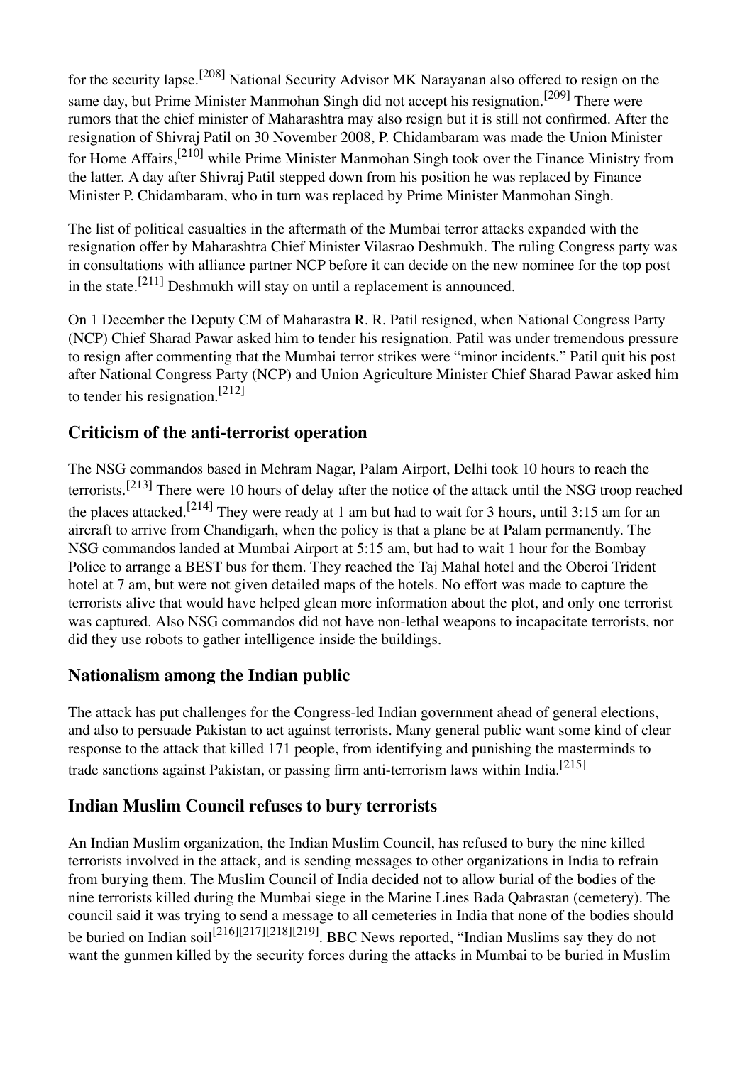for the security lapse.[208] National Security Advisor MK Narayanan also offered to resign on the same day, but Prime Minister Manmohan Singh did not accept his resignation.[209] There were rumors that the chief minister of Maharashtra may also resign but it is still not confirmed. After the resignation of Shivraj Patil on 30 November 2008, P. Chidambaram was made the Union Minister for Home Affairs,[210] while Prime Minister Manmohan Singh took over the Finance Ministry from the latter. A day after Shivraj Patil stepped down from his position he was replaced by Finance Minister P. Chidambaram, who in turn was replaced by Prime Minister Manmohan Singh.

The list of political casualties in the aftermath of the Mumbai terror attacks expanded with the resignation offer by Maharashtra Chief Minister Vilasrao Deshmukh. The ruling Congress party was in consultations with alliance partner NCP before it can decide on the new nominee for the top post in the state.[211] Deshmukh will stay on until a replacement is announced.

On 1 December the Deputy CM of Maharastra R. R. Patil resigned, when National Congress Party (NCP) Chief Sharad Pawar asked him to tender his resignation. Patil was under tremendous pressure to resign after commenting that the Mumbai terror strikes were "minor incidents." Patil quit his post after National Congress Party (NCP) and Union Agriculture Minister Chief Sharad Pawar asked him to tender his resignation.[212]

## Criticism of the anti-terrorist operation

The NSG commandos based in Mehram Nagar, Palam Airport, Delhi took 10 hours to reach the terrorists.[213] There were 10 hours of delay after the notice of the attack until the NSG troop reached the places attacked.[214] They were ready at 1 am but had to wait for 3 hours, until 3:15 am for an aircraft to arrive from Chandigarh, when the policy is that a plane be at Palam permanently. The NSG commandos landed at Mumbai Airport at 5:15 am, but had to wait 1 hour for the Bombay Police to arrange a BEST bus for them. They reached the Taj Mahal hotel and the Oberoi Trident hotel at 7 am, but were not given detailed maps of the hotels. No effort was made to capture the terrorists alive that would have helped glean more information about the plot, and only one terrorist was captured. Also NSG commandos did not have non-lethal weapons to incapacitate terrorists, nor did they use robots to gather intelligence inside the buildings.

## Nationalism among the Indian public

The attack has put challenges for the Congress-led Indian government ahead of general elections, and also to persuade Pakistan to act against terrorists. Many general public want some kind of clear response to the attack that killed 171 people, from identifying and punishing the masterminds to trade sanctions against Pakistan, or passing firm anti-terrorism laws within India.[215]

## Indian Muslim Council refuses to bury terrorists

An Indian Muslim organization, the Indian Muslim Council, has refused to bury the nine killed terrorists involved in the attack, and is sending messages to other organizations in India to refrain from burying them. The Muslim Council of India decided not to allow burial of the bodies of the nine terrorists killed during the Mumbai siege in the Marine Lines Bada Qabrastan (cemetery). The council said it was trying to send a message to all cemeteries in India that none of the bodies should be buried on Indian soil[216][217][218][219]. BBC News reported, "Indian Muslims say they do not want the gunmen killed by the security forces during the attacks in Mumbai to be buried in Muslim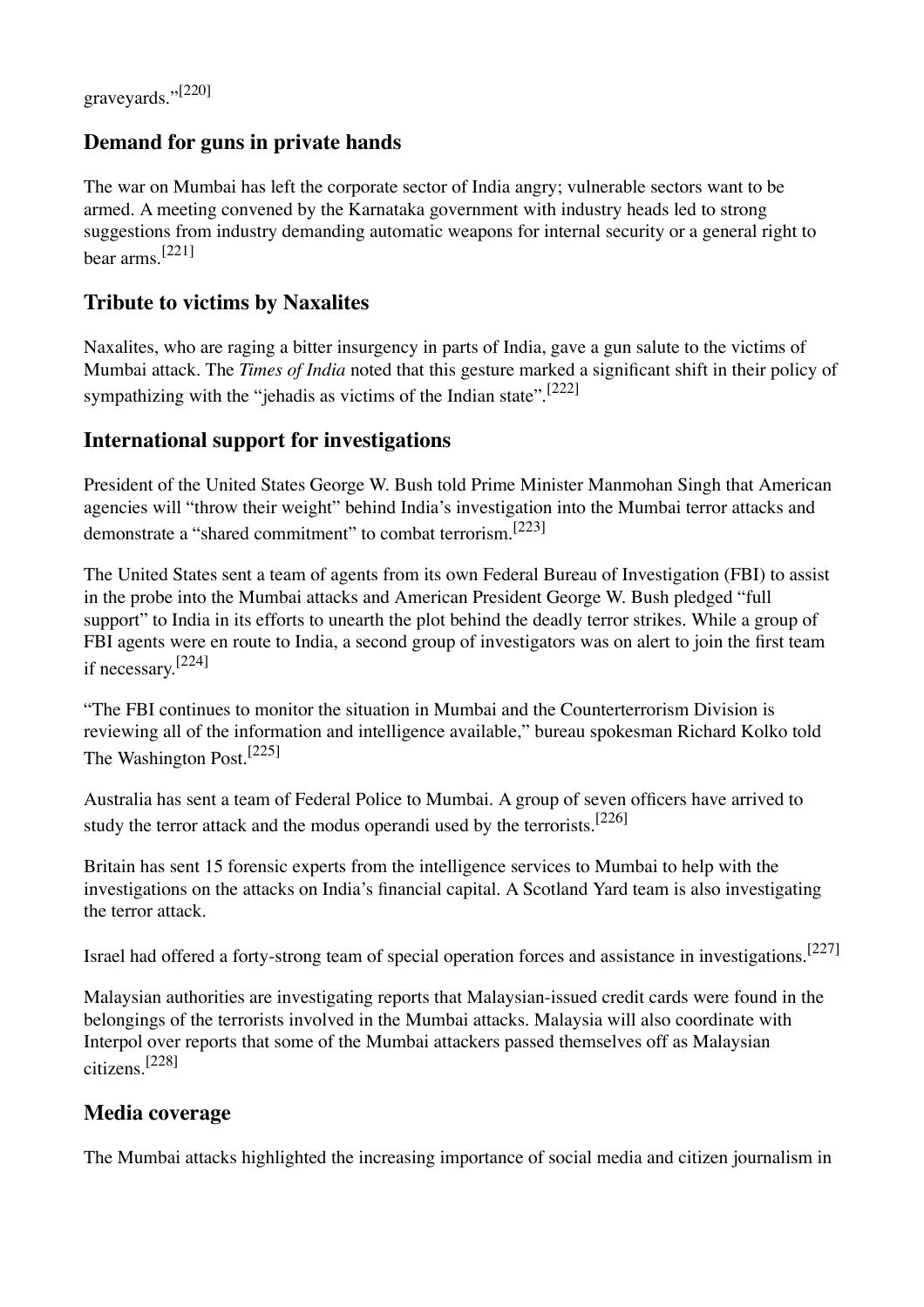graveyards."[220]

## Demand for guns in private hands

The war on Mumbai has left the corporate sector of India angry; vulnerable sectors want to be armed. A meeting convened by the Karnataka government with industry heads led to strong suggestions from industry demanding automatic weapons for internal security or a general right to bear arms.[221]

## Tribute to victims by Naxalites

Naxalites, who are raging a bitter insurgency in parts of India, gave a gun salute to the victims of Mumbai attack. The *Times of India* noted that this gesture marked a significant shift in their policy of sympathizing with the "jehadis as victims of the Indian state".[222]

## International support for investigations

President of the United States George W. Bush told Prime Minister Manmohan Singh that American agencies will "throw their weight" behind India's investigation into the Mumbai terror attacks and demonstrate a "shared commitment" to combat terrorism.[223]

The United States sent a team of agents from its own Federal Bureau of Investigation (FBI) to assist in the probe into the Mumbai attacks and American President George W. Bush pledged "full support" to India in its efforts to unearth the plot behind the deadly terror strikes. While a group of FBI agents were en route to India, a second group of investigators was on alert to join the first team if necessary.[224]

"The FBI continues to monitor the situation in Mumbai and the Counterterrorism Division is reviewing all of the information and intelligence available," bureau spokesman Richard Kolko told The Washington Post.[225]

Australia has sent a team of Federal Police to Mumbai. A group of seven officers have arrived to study the terror attack and the modus operandi used by the terrorists.[226]

Britain has sent 15 forensic experts from the intelligence services to Mumbai to help with the investigations on the attacks on India's financial capital. A Scotland Yard team is also investigating the terror attack.

Israel had offered a forty-strong team of special operation forces and assistance in investigations.[227]

Malaysian authorities are investigating reports that Malaysian-issued credit cards were found in the belongings of the terrorists involved in the Mumbai attacks. Malaysia will also coordinate with Interpol over reports that some of the Mumbai attackers passed themselves off as Malaysian citizens.[228]

## Media coverage

The Mumbai attacks highlighted the increasing importance of social media and citizen journalism in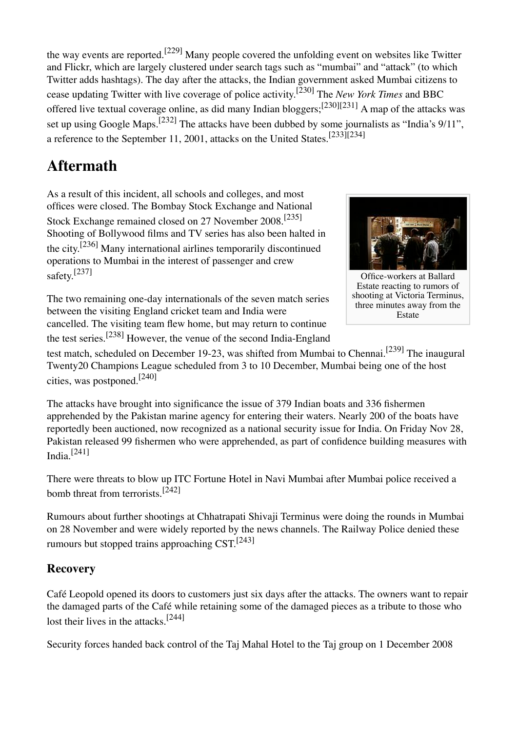the way events are reported.[229] Many people covered the unfolding event on websites like Twitter and Flickr, which are largely clustered under search tags such as "mumbai" and "attack" (to which Twitter adds hashtags). The day after the attacks, the Indian government asked Mumbai citizens to cease updating Twitter with live coverage of police activity.[230] The *New York Times* and BBC offered live textual coverage online, as did many Indian bloggers;[230][231] A map of the attacks was set up using Google Maps.[232] The attacks have been dubbed by some journalists as "India's 9/11", a reference to the September 11, 2001, attacks on the United States.[233][234]

# Aftermath

As a result of this incident, all schools and colleges, and most offices were closed. The Bombay Stock Exchange and National Stock Exchange remained closed on 27 November 2008.[235] Shooting of Bollywood films and TV series has also been halted in the city.[236] Many international airlines temporarily discontinued operations to Mumbai in the interest of passenger and crew safety.[237]

Office-workers at Ballard Estate reacting to rumors of shooting at Victoria Terminus, three minutes away from the Estate

The two remaining one-day internationals of the seven match series between the visiting England cricket team and India were cancelled. The visiting team flew home, but may return to continue the test series.[238] However, the venue of the second India-England test match, scheduled on December 19-23, was shifted from Mumbai to Chennai.[239] The inaugural Twenty20 Champions League scheduled from 3 to 10 December, Mumbai being one of the host cities, was postponed.[240]

The attacks have brought into significance the issue of 379 Indian boats and 336 fishermen apprehended by the Pakistan marine agency for entering their waters. Nearly 200 of the boats have reportedly been auctioned, now recognized as a national security issue for India. On Friday Nov 28, Pakistan released 99 fishermen who were apprehended, as part of confidence building measures with India.[241]

There were threats to blow up ITC Fortune Hotel in Navi Mumbai after Mumbai police received a bomb threat from terrorists.[242]

Rumours about further shootings at Chhatrapati Shivaji Terminus were doing the rounds in Mumbai on 28 November and were widely reported by the news channels. The Railway Police denied these rumours but stopped trains approaching CST.[243]

## Recovery

Café Leopold opened its doors to customers just six days after the attacks. The owners want to repair the damaged parts of the Café while retaining some of the damaged pieces as a tribute to those who lost their lives in the attacks.[244]

Security forces handed back control of the Taj Mahal Hotel to the Taj group on 1 December 2008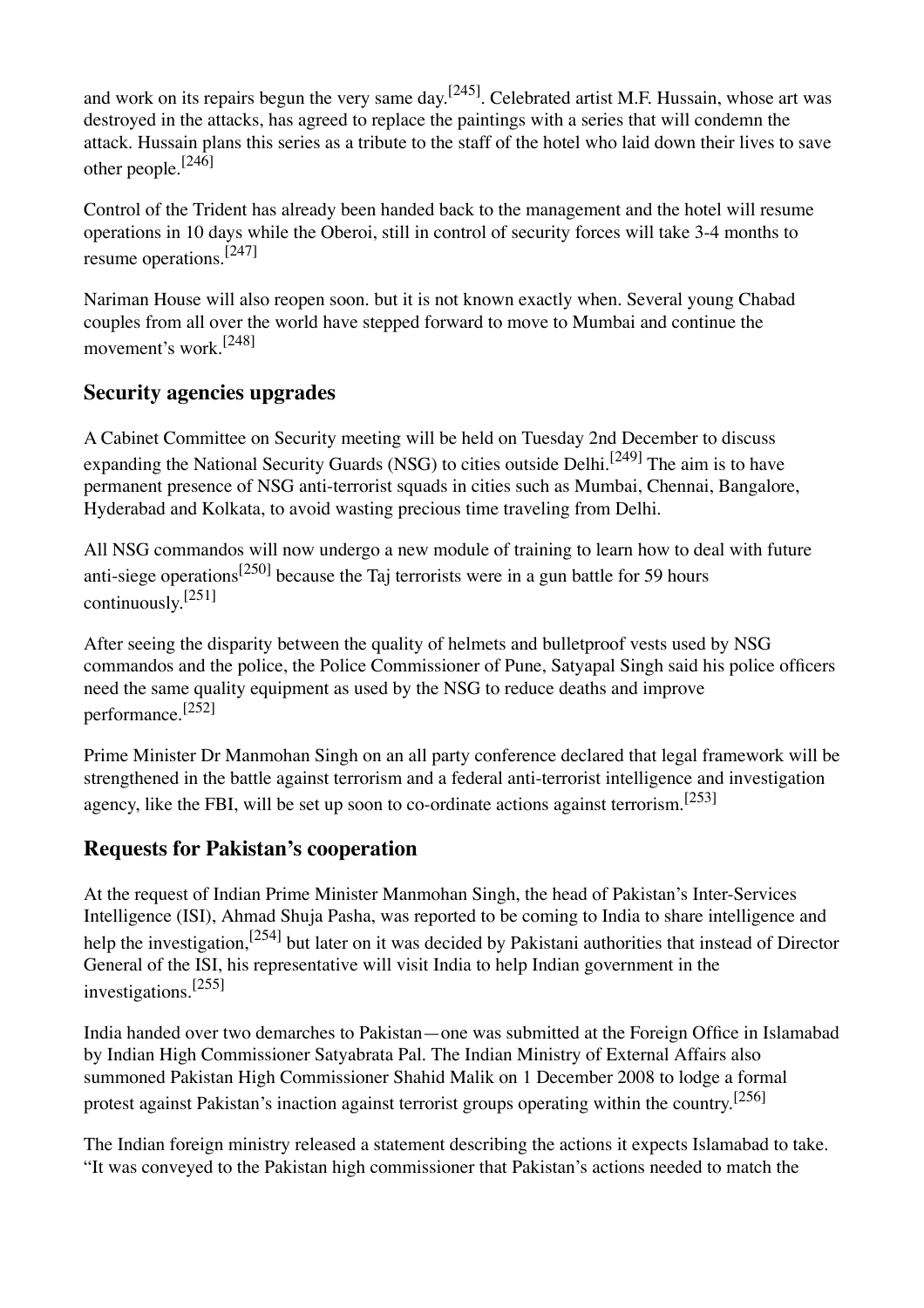and work on its repairs begun the very same day.[245]. Celebrated artist M.F. Hussain, whose art was destroyed in the attacks, has agreed to replace the paintings with a series that will condemn the attack. Hussain plans this series as a tribute to the staff of the hotel who laid down their lives to save other people.[246]

Control of the Trident has already been handed back to the management and the hotel will resume operations in 10 days while the Oberoi, still in control of security forces will take 3-4 months to resume operations.[247]

Nariman House will also reopen soon. but it is not known exactly when. Several young Chabad couples from all over the world have stepped forward to move to Mumbai and continue the movement's work.[248]

## Security agencies upgrades

A Cabinet Committee on Security meeting will be held on Tuesday 2nd December to discuss expanding the National Security Guards (NSG) to cities outside Delhi.[249] The aim is to have permanent presence of NSG anti-terrorist squads in cities such as Mumbai, Chennai, Bangalore, Hyderabad and Kolkata, to avoid wasting precious time traveling from Delhi.

All NSG commandos will now undergo a new module of training to learn how to deal with future anti-siege operations[250] because the Taj terrorists were in a gun battle for 59 hours continuously.[251]

After seeing the disparity between the quality of helmets and bulletproof vests used by NSG commandos and the police, the Police Commissioner of Pune, Satyapal Singh said his police officers need the same quality equipment as used by the NSG to reduce deaths and improve performance.[252]

Prime Minister Dr Manmohan Singh on an all party conference declared that legal framework will be strengthened in the battle against terrorism and a federal anti-terrorist intelligence and investigation agency, like the FBI, will be set up soon to co-ordinate actions against terrorism.[253]

## Requests for Pakistan's cooperation

At the request of Indian Prime Minister Manmohan Singh, the head of Pakistan's Inter-Services Intelligence (ISI), Ahmad Shuja Pasha, was reported to be coming to India to share intelligence and help the investigation,[254] but later on it was decided by Pakistani authorities that instead of Director General of the ISI, his representative will visit India to help Indian government in the investigations.[255]

India handed over two demarches to Pakistan—one was submitted at the Foreign Office in Islamabad by Indian High Commissioner Satyabrata Pal. The Indian Ministry of External Affairs also summoned Pakistan High Commissioner Shahid Malik on 1 December 2008 to lodge a formal protest against Pakistan's inaction against terrorist groups operating within the country.[256]

The Indian foreign ministry released a statement describing the actions it expects Islamabad to take. "It was conveyed to the Pakistan high commissioner that Pakistan's actions needed to match the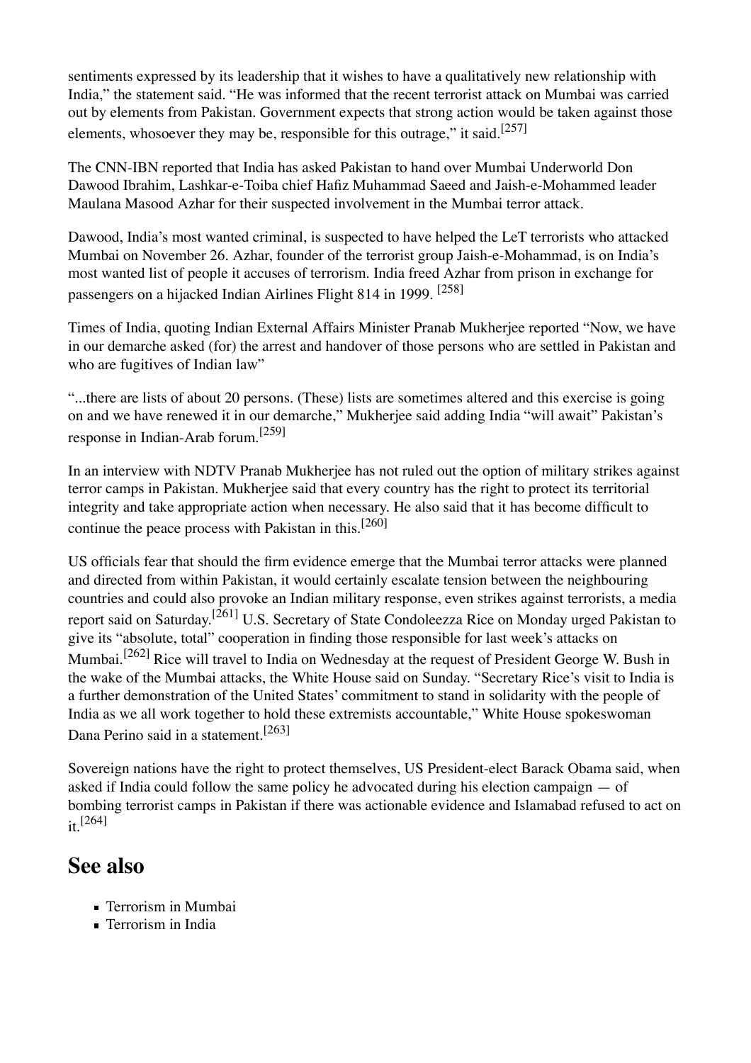sentiments expressed by its leadership that it wishes to have a qualitatively new relationship with India," the statement said. "He was informed that the recent terrorist attack on Mumbai was carried out by elements from Pakistan. Government expects that strong action would be taken against those elements, whosoever they may be, responsible for this outrage," it said.[257]

The CNN-IBN reported that India has asked Pakistan to hand over Mumbai Underworld Don Dawood Ibrahim, Lashkar-e-Toiba chief Hafiz Muhammad Saeed and Jaish-e-Mohammed leader Maulana Masood Azhar for their suspected involvement in the Mumbai terror attack.

Dawood, India's most wanted criminal, is suspected to have helped the LeT terrorists who attacked Mumbai on November 26. Azhar, founder of the terrorist group Jaish-e-Mohammad, is on India's most wanted list of people it accuses of terrorism. India freed Azhar from prison in exchange for passengers on a hijacked Indian Airlines Flight 814 in 1999. [258]

Times of India, quoting Indian External Affairs Minister Pranab Mukherjee reported "Now, we have in our demarche asked (for) the arrest and handover of those persons who are settled in Pakistan and who are fugitives of Indian law"

"...there are lists of about 20 persons. (These) lists are sometimes altered and this exercise is going on and we have renewed it in our demarche," Mukherjee said adding India "will await" Pakistan's response in Indian-Arab forum.[259]

In an interview with NDTV Pranab Mukherjee has not ruled out the option of military strikes against terror camps in Pakistan. Mukherjee said that every country has the right to protect its territorial integrity and take appropriate action when necessary. He also said that it has become difficult to continue the peace process with Pakistan in this.[260]

US officials fear that should the firm evidence emerge that the Mumbai terror attacks were planned and directed from within Pakistan, it would certainly escalate tension between the neighbouring countries and could also provoke an Indian military response, even strikes against terrorists, a media report said on Saturday.[261] U.S. Secretary of State Condoleezza Rice on Monday urged Pakistan to give its "absolute, total" cooperation in finding those responsible for last week's attacks on Mumbai.[262] Rice will travel to India on Wednesday at the request of President George W. Bush in the wake of the Mumbai attacks, the White House said on Sunday. "Secretary Rice's visit to India is a further demonstration of the United States' commitment to stand in solidarity with the people of India as we all work together to hold these extremists accountable," White House spokeswoman Dana Perino said in a statement.[263]

Sovereign nations have the right to protect themselves, US President-elect Barack Obama said, when asked if India could follow the same policy he advocated during his election campaign — of bombing terrorist camps in Pakistan if there was actionable evidence and Islamabad refused to act on it.[264]

## See also

- Terrorism in Mumbai
- Terrorism in India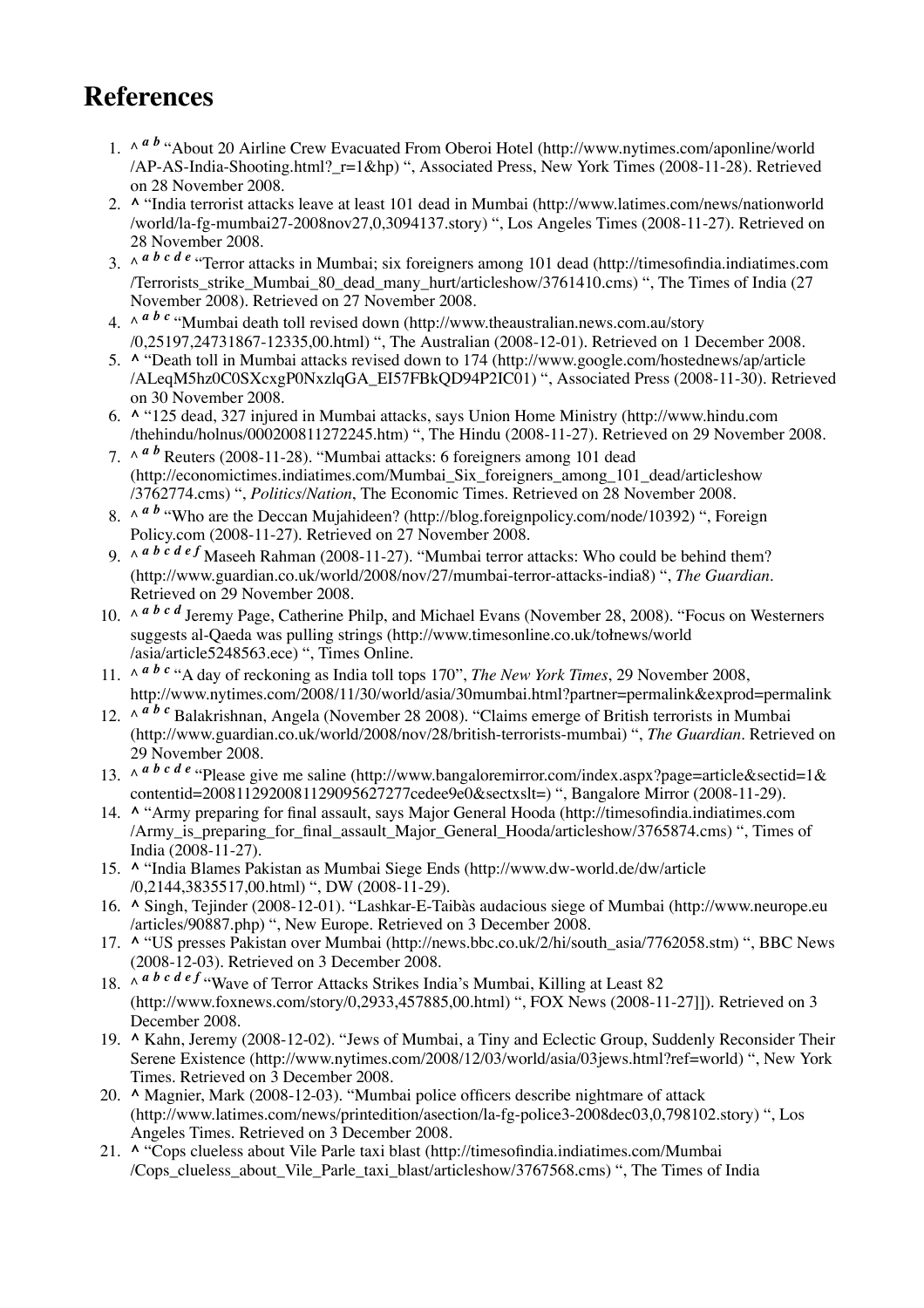# References

1. ^ *a b* "About 20 Airline Crew Evacuated From Oberoi Hotel (http://www.nytimes.com/aponline/world/AP-AS-India-Shooting.html?_r=1&hp) ", Associated Press, New York Times (2008-11-28). Retrieved on 28 November 2008.
2. **^** "India terrorist attacks leave at least 101 dead in Mumbai (http://www.latimes.com/news/nationworld/world/la-fg-mumbai27-2008nov27,0,3094137.story) ", Los Angeles Times (2008-11-27). Retrieved on 28 November 2008.
3. ^ *a b c d e* "Terror attacks in Mumbai; six foreigners among 101 dead (http://timesofindia.indiatimes.com/Terrorists_strike_Mumbai_80_dead_many_hurt/articleshow/3761410.cms) ", The Times of India (27 November 2008). Retrieved on 27 November 2008.
4. ^ *a b c* "Mumbai death toll revised down (http://www.theaustralian.news.com.au/story/0,25197,24731867-12335,00.html) ", The Australian (2008-12-01). Retrieved on 1 December 2008.
5. **^** "Death toll in Mumbai attacks revised down to 174 (http://www.google.com/hostednews/ap/article/ALeqM5hz0C0SXcxgP0NxzlqGA_EI57FBkQD94P2IC01) ", Associated Press (2008-11-30). Retrieved on 30 November 2008.
6. **^** "125 dead, 327 injured in Mumbai attacks, says Union Home Ministry (http://www.hindu.com/thehindu/holnus/000200811272245.htm) ", The Hindu (2008-11-27). Retrieved on 29 November 2008.
7. ^ *a b* Reuters (2008-11-28). "Mumbai attacks: 6 foreigners among 101 dead (http://economictimes.indiatimes.com/Mumbai_Six_foreigners_among_101_dead/articleshow/3762774.cms) ", *Politics/Nation*, The Economic Times. Retrieved on 28 November 2008.
8. ^ *a b* "Who are the Deccan Mujahideen? (http://blog.foreignpolicy.com/node/10392) ", Foreign Policy.com (2008-11-27). Retrieved on 27 November 2008.
9. ^ *a b c d e f* Maseeh Rahman (2008-11-27). "Mumbai terror attacks: Who could be behind them? (http://www.guardian.co.uk/world/2008/nov/27/mumbai-terror-attacks-india8) ", *The Guardian*. Retrieved on 29 November 2008.
10. ^ *a b c d* Jeremy Page, Catherine Philp, and Michael Evans (November 28, 2008). "Focus on Westerners suggests al-Qaeda was pulling strings (http://www.timesonline.co.uk/tołnews/world/asia/article5248563.ece) ", Times Online.
11. ^ *a b c* "A day of reckoning as India toll tops 170", *The New York Times*, 29 November 2008, http://www.nytimes.com/2008/11/30/world/asia/30mumbai.html?partner=permalink&exprod=permalink
12. ^ *a b c* Balakrishnan, Angela (November 28 2008). "Claims emerge of British terrorists in Mumbai (http://www.guardian.co.uk/world/2008/nov/28/british-terrorists-mumbai) ", *The Guardian*. Retrieved on 29 November 2008.
13. ^ *a b c d e* "Please give me saline (http://www.bangaloremirror.com/index.aspx?page=article&sectid=1&contentid=20081129200811290956272 77cedee9e0&sectxslt=) ", Bangalore Mirror (2008-11-29).
14. **^** "Army preparing for final assault, says Major General Hooda (http://timesofindia.indiatimes.com/Army_is_preparing_for_final_assault_Major_General_Hooda/articleshow/3765874.cms) ", Times of India (2008-11-27).
15. **^** "India Blames Pakistan as Mumbai Siege Ends (http://www.dw-world.de/dw/article/0,2144,3835517,00.html) ", DW (2008-11-29).
16. **^** Singh, Tejinder (2008-12-01). "Lashkar-E-Taibàs audacious siege of Mumbai (http://www.neurope.eu/articles/90887.php) ", New Europe. Retrieved on 3 December 2008.
17. **^** "US presses Pakistan over Mumbai (http://news.bbc.co.uk/2/hi/south_asia/7762058.stm) ", BBC News (2008-12-03). Retrieved on 3 December 2008.
18. ^ *a b c d e f* "Wave of Terror Attacks Strikes India's Mumbai, Killing at Least 82 (http://www.foxnews.com/story/0,2933,457885,00.html) ", FOX News (2008-11-27]]). Retrieved on 3 December 2008.
19. **^** Kahn, Jeremy (2008-12-02). "Jews of Mumbai, a Tiny and Eclectic Group, Suddenly Reconsider Their Serene Existence (http://www.nytimes.com/2008/12/03/world/asia/03jews.html?ref=world) ", New York Times. Retrieved on 3 December 2008.
20. **^** Magnier, Mark (2008-12-03). "Mumbai police officers describe nightmare of attack (http://www.latimes.com/news/printedition/asection/la-fg-police3-2008dec03,0,798102.story) ", Los Angeles Times. Retrieved on 3 December 2008.
21. **^** "Cops clueless about Vile Parle taxi blast (http://timesofindia.indiatimes.com/Mumbai/Cops_clueless_about_Vile_Parle_taxi_blast/articleshow/3767568.cms) ", The Times of India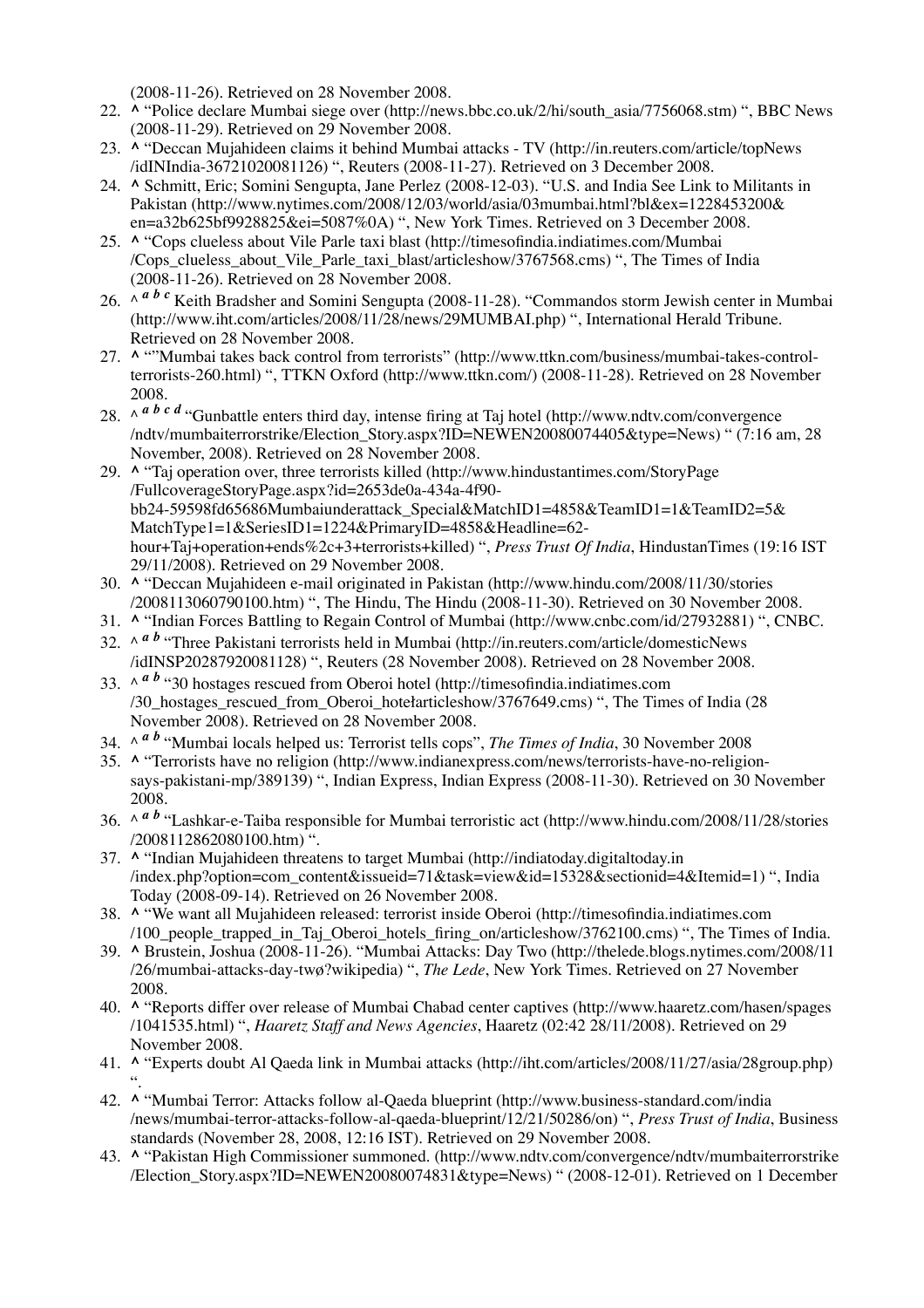(2008-11-26). Retrieved on 28 November 2008.

22. ^ "Police declare Mumbai siege over (http://news.bbc.co.uk/2/hi/south_asia/7756068.stm) ", BBC News (2008-11-29). Retrieved on 29 November 2008.
23. ^ "Deccan Mujahideen claims it behind Mumbai attacks - TV (http://in.reuters.com/article/topNews/idINIndia-36721020081126) ", Reuters (2008-11-27). Retrieved on 3 December 2008.
24. ^ Schmitt, Eric; Somini Sengupta, Jane Perlez (2008-12-03). "U.S. and India See Link to Militants in Pakistan (http://www.nytimes.com/2008/12/03/world/asia/03mumbai.html?bl&ex=1228453200&en=a32b625bf9928825&ei=5087%0A) ", New York Times. Retrieved on 3 December 2008.
25. ^ "Cops clueless about Vile Parle taxi blast (http://timesofindia.indiatimes.com/Mumbai/Cops_clueless_about_Vile_Parle_taxi_blast/articleshow/3767568.cms) ", The Times of India (2008-11-26). Retrieved on 28 November 2008.
26. ^ *a b c* Keith Bradsher and Somini Sengupta (2008-11-28). "Commandos storm Jewish center in Mumbai (http://www.iht.com/articles/2008/11/28/news/29MUMBAI.php) ", International Herald Tribune. Retrieved on 28 November 2008.
27. ^ ""Mumbai takes back control from terrorists" (http://www.ttkn.com/business/mumbai-takes-control-terrorists-260.html) ", TTKN Oxford (http://www.ttkn.com/) (2008-11-28). Retrieved on 28 November 2008.
28. ^ *a b c d* "Gunbattle enters third day, intense firing at Taj hotel (http://www.ndtv.com/convergence/ndtv/mumbaiterrorstrike/Election_Story.aspx?ID=NEWEN20080074405&type=News) " (7:16 am, 28 November, 2008). Retrieved on 28 November 2008.
29. ^ "Taj operation over, three terrorists killed (http://www.hindustantimes.com/StoryPage/FullcoverageStoryPage.aspx?id=2653de0a-434a-4f90-bb24-59598fd65686Mumbaiunderattack_Special&MatchID1=4858&TeamID1=1&TeamID2=5&MatchType1=1&SeriesID1=1224&PrimaryID=4858&Headline=62-hour+Taj+operation+ends%2c+3+terrorists+killed) ", *Press Trust Of India*, HindustanTimes (19:16 IST 29/11/2008). Retrieved on 29 November 2008.
30. ^ "Deccan Mujahideen e-mail originated in Pakistan (http://www.hindu.com/2008/11/30/stories/2008113060790100.htm) ", The Hindu, The Hindu (2008-11-30). Retrieved on 30 November 2008.
31. ^ "Indian Forces Battling to Regain Control of Mumbai (http://www.cnbc.com/id/27932881) ", CNBC.
32. ^ *a b* "Three Pakistani terrorists held in Mumbai (http://in.reuters.com/article/domesticNews/idINSP20287920081128) ", Reuters (28 November 2008). Retrieved on 28 November 2008.
33. ^ *a b* "30 hostages rescued from Oberoi hotel (http://timesofindia.indiatimes.com/30_hostages_rescued_from_Oberoi_hotel/articleshow/3767649.cms) ", The Times of India (28 November 2008). Retrieved on 28 November 2008.
34. ^ *a b* "Mumbai locals helped us: Terrorist tells cops", *The Times of India*, 30 November 2008
35. ^ "Terrorists have no religion (http://www.indianexpress.com/news/terrorists-have-no-religion-says-pakistani-mp/389139) ", Indian Express, Indian Express (2008-11-30). Retrieved on 30 November 2008.
36. ^ *a b* "Lashkar-e-Taiba responsible for Mumbai terroristic act (http://www.hindu.com/2008/11/28/stories/2008112862080100.htm) ".
37. ^ "Indian Mujahideen threatens to target Mumbai (http://indiatoday.digitaltoday.in/index.php?option=com_content&issueid=71&task=view&id=15328&sectionid=4&Itemid=1) ", India Today (2008-09-14). Retrieved on 26 November 2008.
38. ^ "We want all Mujahideen released: terrorist inside Oberoi (http://timesofindia.indiatimes.com/100_people_trapped_in_Taj_Oberoi_hotels_firing_on/articleshow/3762100.cms) ", The Times of India.
39. ^ Brustein, Joshua (2008-11-26). "Mumbai Attacks: Day Two (http://thelede.blogs.nytimes.com/2008/11/26/mumbai-attacks-day-twø?wikipedia) ", *The Lede*, New York Times. Retrieved on 27 November 2008.
40. ^ "Reports differ over release of Mumbai Chabad center captives (http://www.haaretz.com/hasen/spages/1041535.html) ", *Haaretz Staff and News Agencies*, Haaretz (02:42 28/11/2008). Retrieved on 29 November 2008.
41. ^ "Experts doubt Al Qaeda link in Mumbai attacks (http://iht.com/articles/2008/11/27/asia/28group.php) ".
42. ^ "Mumbai Terror: Attacks follow al-Qaeda blueprint (http://www.business-standard.com/india/news/mumbai-terror-attacks-follow-al-qaeda-blueprint/12/21/50286/on) ", *Press Trust of India*, Business standards (November 28, 2008, 12:16 IST). Retrieved on 29 November 2008.
43. ^ "Pakistan High Commissioner summoned. (http://www.ndtv.com/convergence/ndtv/mumbaiterrorstrike/Election_Story.aspx?ID=NEWEN20080074831&type=News) " (2008-12-01). Retrieved on 1 December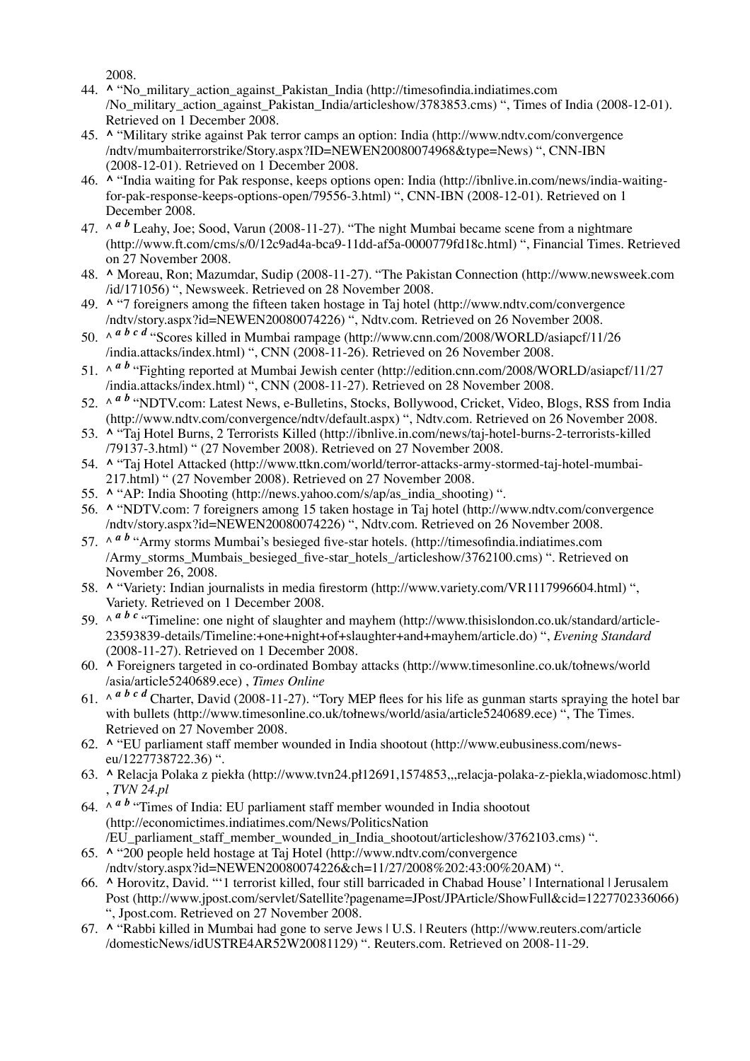2008.

44. ^ "No_military_action_against_Pakistan_India (http://timesofindia.indiatimes.com/No_military_action_against_Pakistan_India/articleshow/3783853.cms) ", Times of India (2008-12-01). Retrieved on 1 December 2008.
45. ^ "Military strike against Pak terror camps an option: India (http://www.ndtv.com/convergence/ndtv/mumbaiterrorstrike/Story.aspx?ID=NEWEN20080074968&type=News) ", CNN-IBN (2008-12-01). Retrieved on 1 December 2008.
46. ^ "India waiting for Pak response, keeps options open: India (http://ibnlive.in.com/news/india-waiting-for-pak-response-keeps-options-open/79556-3.html) ", CNN-IBN (2008-12-01). Retrieved on 1 December 2008.
47. ^ *a b* Leahy, Joe; Sood, Varun (2008-11-27). "The night Mumbai became scene from a nightmare (http://www.ft.com/cms/s/0/12c9ad4a-bca9-11dd-af5a-0000779fd18c.html) ", Financial Times. Retrieved on 27 November 2008.
48. ^ Moreau, Ron; Mazumdar, Sudip (2008-11-27). "The Pakistan Connection (http://www.newsweek.com/id/171056) ", Newsweek. Retrieved on 28 November 2008.
49. ^ "7 foreigners among the fifteen taken hostage in Taj hotel (http://www.ndtv.com/convergence/ndtv/story.aspx?id=NEWEN20080074226) ", Ndtv.com. Retrieved on 26 November 2008.
50. ^ *a b c d* "Scores killed in Mumbai rampage (http://www.cnn.com/2008/WORLD/asiapcf/11/26/india.attacks/index.html) ", CNN (2008-11-26). Retrieved on 26 November 2008.
51. ^ *a b* "Fighting reported at Mumbai Jewish center (http://edition.cnn.com/2008/WORLD/asiapcf/11/27/india.attacks/index.html) ", CNN (2008-11-27). Retrieved on 28 November 2008.
52. ^ *a b* "NDTV.com: Latest News, e-Bulletins, Stocks, Bollywood, Cricket, Video, Blogs, RSS from India (http://www.ndtv.com/convergence/ndtv/default.aspx) ", Ndtv.com. Retrieved on 26 November 2008.
53. ^ "Taj Hotel Burns, 2 Terrorists Killed (http://ibnlive.in.com/news/taj-hotel-burns-2-terrorists-killed/79137-3.html) " (27 November 2008). Retrieved on 27 November 2008.
54. ^ "Taj Hotel Attacked (http://www.ttkn.com/world/terror-attacks-army-stormed-taj-hotel-mumbai-217.html) " (27 November 2008). Retrieved on 27 November 2008.
55. ^ "AP: India Shooting (http://news.yahoo.com/s/ap/as_india_shooting) ".
56. ^ "NDTV.com: 7 foreigners among 15 taken hostage in Taj hotel (http://www.ndtv.com/convergence/ndtv/story.aspx?id=NEWEN20080074226) ", Ndtv.com. Retrieved on 26 November 2008.
57. ^ *a b* "Army storms Mumbai's besieged five-star hotels. (http://timesofindia.indiatimes.com/Army_storms_Mumbais_besieged_five-star_hotels_/articleshow/3762100.cms) ". Retrieved on November 26, 2008.
58. ^ "Variety: Indian journalists in media firestorm (http://www.variety.com/VR1117996604.html) ", Variety. Retrieved on 1 December 2008.
59. ^ *a b c* "Timeline: one night of slaughter and mayhem (http://www.thisislondon.co.uk/standard/article-23593839-details/Timeline:+one+night+of+slaughter+and+mayhem/article.do) ", *Evening Standard* (2008-11-27). Retrieved on 1 December 2008.
60. ^ Foreigners targeted in co-ordinated Bombay attacks (http://www.timesonline.co.uk/tołnews/world/asia/article5240689.ece) , *Times Online*
61. ^ *a b c d* Charter, David (2008-11-27). "Tory MEP flees for his life as gunman starts spraying the hotel bar with bullets (http://www.timesonline.co.uk/tołnews/world/asia/article5240689.ece) ", The Times. Retrieved on 27 November 2008.
62. ^ "EU parliament staff member wounded in India shootout (http://www.eubusiness.com/news-eu/1227738722.36) ".
63. ^ Relacja Polaka z piekła (http://www.tvn24.pł12691,1574853,,,relacja-polaka-z-piekla,wiadomosc.html) , *TVN 24.pl*
64. ^ *a b* "Times of India: EU parliament staff member wounded in India shootout (http://economictimes.indiatimes.com/News/PoliticsNation/EU_parliament_staff_member_wounded_in_India_shootout/articleshow/3762103.cms) ".
65. ^ "200 people held hostage at Taj Hotel (http://www.ndtv.com/convergence/ndtv/story.aspx?id=NEWEN20080074226&ch=11/27/2008%202:43:00%20AM) ".
66. ^ Horovitz, David. "'1 terrorist killed, four still barricaded in Chabad House' | International | Jerusalem Post (http://www.jpost.com/servlet/Satellite?pagename=JPost/JPArticle/ShowFull&cid=1227702336066) ", Jpost.com. Retrieved on 27 November 2008.
67. ^ "Rabbi killed in Mumbai had gone to serve Jews | U.S. | Reuters (http://www.reuters.com/article/domesticNews/idUSTRE4AR52W20081129) ". Reuters.com. Retrieved on 2008-11-29.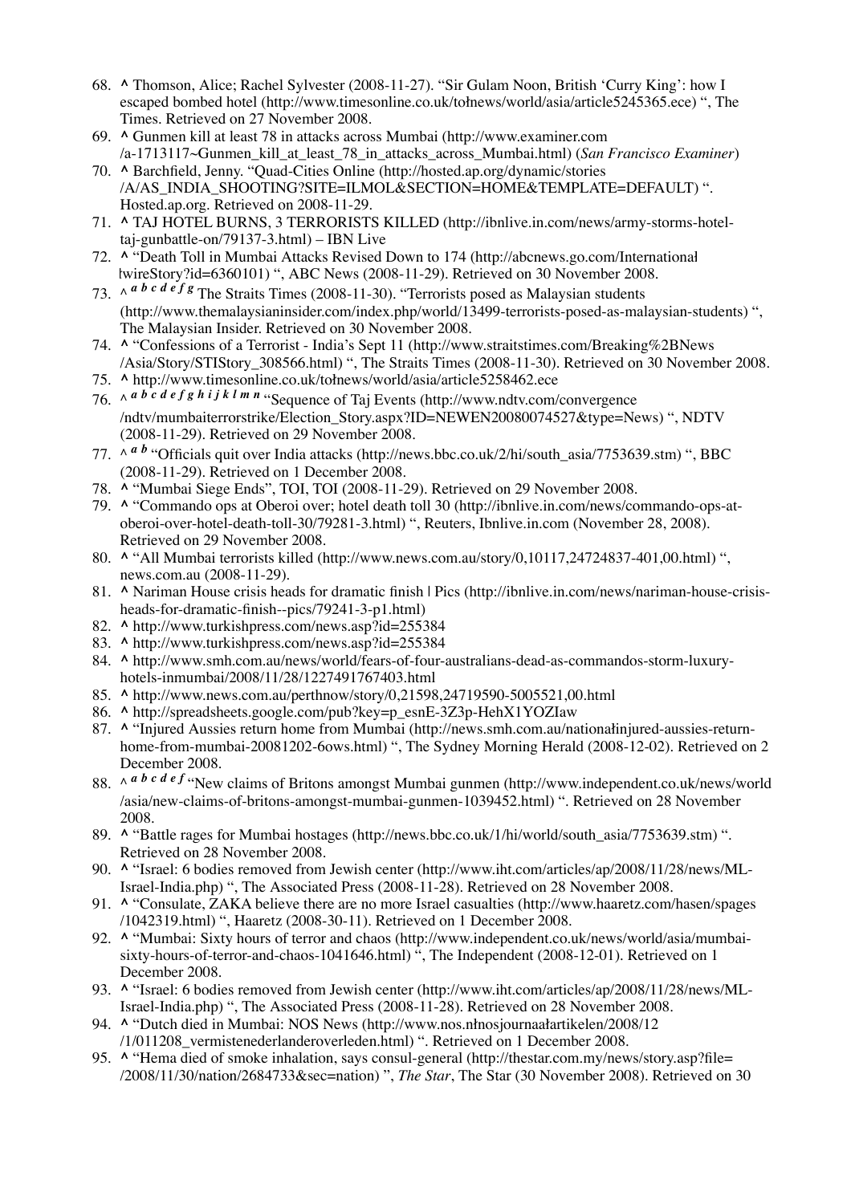68. **^** Thomson, Alice; Rachel Sylvester (2008-11-27). "Sir Gulam Noon, British 'Curry King': how I escaped bombed hotel (http://www.timesonline.co.uk/tol/news/world/asia/article5245365.ece) ", The Times. Retrieved on 27 November 2008.
69. **^** Gunmen kill at least 78 in attacks across Mumbai (http://www.examiner.com/a-1713117~Gunmen_kill_at_least_78_in_attacks_across_Mumbai.html) (*San Francisco Examiner*)
70. **^** Barchfield, Jenny. "Quad-Cities Online (http://hosted.ap.org/dynamic/stories/A/AS_INDIA_SHOOTING?SITE=ILMOL&SECTION=HOME&TEMPLATE=DEFAULT) ". Hosted.ap.org. Retrieved on 2008-11-29.
71. **^** TAJ HOTEL BURNS, 3 TERRORISTS KILLED (http://ibnlive.in.com/news/army-storms-hotel-taj-gunbattle-on/79137-3.html) – IBN Live
72. **^** "Death Toll in Mumbai Attacks Revised Down to 174 (http://abcnews.go.com/International/wireStory?id=6360101) ", ABC News (2008-11-29). Retrieved on 30 November 2008.
73. ^ ***a b c d e f g*** The Straits Times (2008-11-30). "Terrorists posed as Malaysian students (http://www.themalaysianinsider.com/index.php/world/13499-terrorists-posed-as-malaysian-students) ", The Malaysian Insider. Retrieved on 30 November 2008.
74. **^** "Confessions of a Terrorist - India's Sept 11 (http://www.straitstimes.com/Breaking%2BNews/Asia/Story/STIStory_308566.html) ", The Straits Times (2008-11-30). Retrieved on 30 November 2008.
75. **^** http://www.timesonline.co.uk/tol/news/world/asia/article5258462.ece
76. ^ ***a b c d e f g h i j k l m n*** "Sequence of Taj Events (http://www.ndtv.com/convergence/ndtv/mumbaiterrorstrike/Election_Story.aspx?ID=NEWEN20080074527&type=News) ", NDTV (2008-11-29). Retrieved on 29 November 2008.
77. ^ ***a b*** "Officials quit over India attacks (http://news.bbc.co.uk/2/hi/south_asia/7753639.stm) ", BBC (2008-11-29). Retrieved on 1 December 2008.
78. **^** "Mumbai Siege Ends", TOI, TOI (2008-11-29). Retrieved on 29 November 2008.
79. **^** "Commando ops at Oberoi over; hotel death toll 30 (http://ibnlive.in.com/news/commando-ops-at-oberoi-over-hotel-death-toll-30/79281-3.html) ", Reuters, Ibnlive.in.com (November 28, 2008). Retrieved on 29 November 2008.
80. **^** "All Mumbai terrorists killed (http://www.news.com.au/story/0,10117,24724837-401,00.html) ", news.com.au (2008-11-29).
81. **^** Nariman House crisis heads for dramatic finish | Pics (http://ibnlive.in.com/news/nariman-house-crisis-heads-for-dramatic-finish--pics/79241-3-p1.html)
82. **^** http://www.turkishpress.com/news.asp?id=255384
83. **^** http://www.turkishpress.com/news.asp?id=255384
84. **^** http://www.smh.com.au/news/world/fears-of-four-australians-dead-as-commandos-storm-luxury-hotels-inmumbai/2008/11/28/1227491767403.html
85. **^** http://www.news.com.au/perthnow/story/0,21598,24719590-5005521,00.html
86. **^** http://spreadsheets.google.com/pub?key=p_esnE-3Z3p-HehX1YOZIaw
87. **^** "Injured Aussies return home from Mumbai (http://news.smh.com.au/national/injured-aussies-return-home-from-mumbai-20081202-6ows.html) ", The Sydney Morning Herald (2008-12-02). Retrieved on 2 December 2008.
88. ^ ***a b c d e f*** "New claims of Britons amongst Mumbai gunmen (http://www.independent.co.uk/news/world/asia/new-claims-of-britons-amongst-mumbai-gunmen-1039452.html) ". Retrieved on 28 November 2008.
89. **^** "Battle rages for Mumbai hostages (http://news.bbc.co.uk/1/hi/world/south_asia/7753639.stm) ". Retrieved on 28 November 2008.
90. **^** "Israel: 6 bodies removed from Jewish center (http://www.iht.com/articles/ap/2008/11/28/news/ML-Israel-India.php) ", The Associated Press (2008-11-28). Retrieved on 28 November 2008.
91. **^** "Consulate, ZAKA believe there are no more Israel casualties (http://www.haaretz.com/hasen/spages/1042319.html) ", Haaretz (2008-30-11). Retrieved on 1 December 2008.
92. **^** "Mumbai: Sixty hours of terror and chaos (http://www.independent.co.uk/news/world/asia/mumbai-sixty-hours-of-terror-and-chaos-1041646.html) ", The Independent (2008-12-01). Retrieved on 1 December 2008.
93. **^** "Israel: 6 bodies removed from Jewish center (http://www.iht.com/articles/ap/2008/11/28/news/ML-Israel-India.php) ", The Associated Press (2008-11-28). Retrieved on 28 November 2008.
94. **^** "Dutch died in Mumbai: NOS News (http://www.nos.nl/nosjournaal/artikelen/2008/12/1/011208_vermistenederlanderoverleden.html) ". Retrieved on 1 December 2008.
95. **^** "Hema died of smoke inhalation, says consul-general (http://thestar.com.my/news/story.asp?file=/2008/11/30/nation/2684733&sec=nation) ", *The Star*, The Star (30 November 2008). Retrieved on 30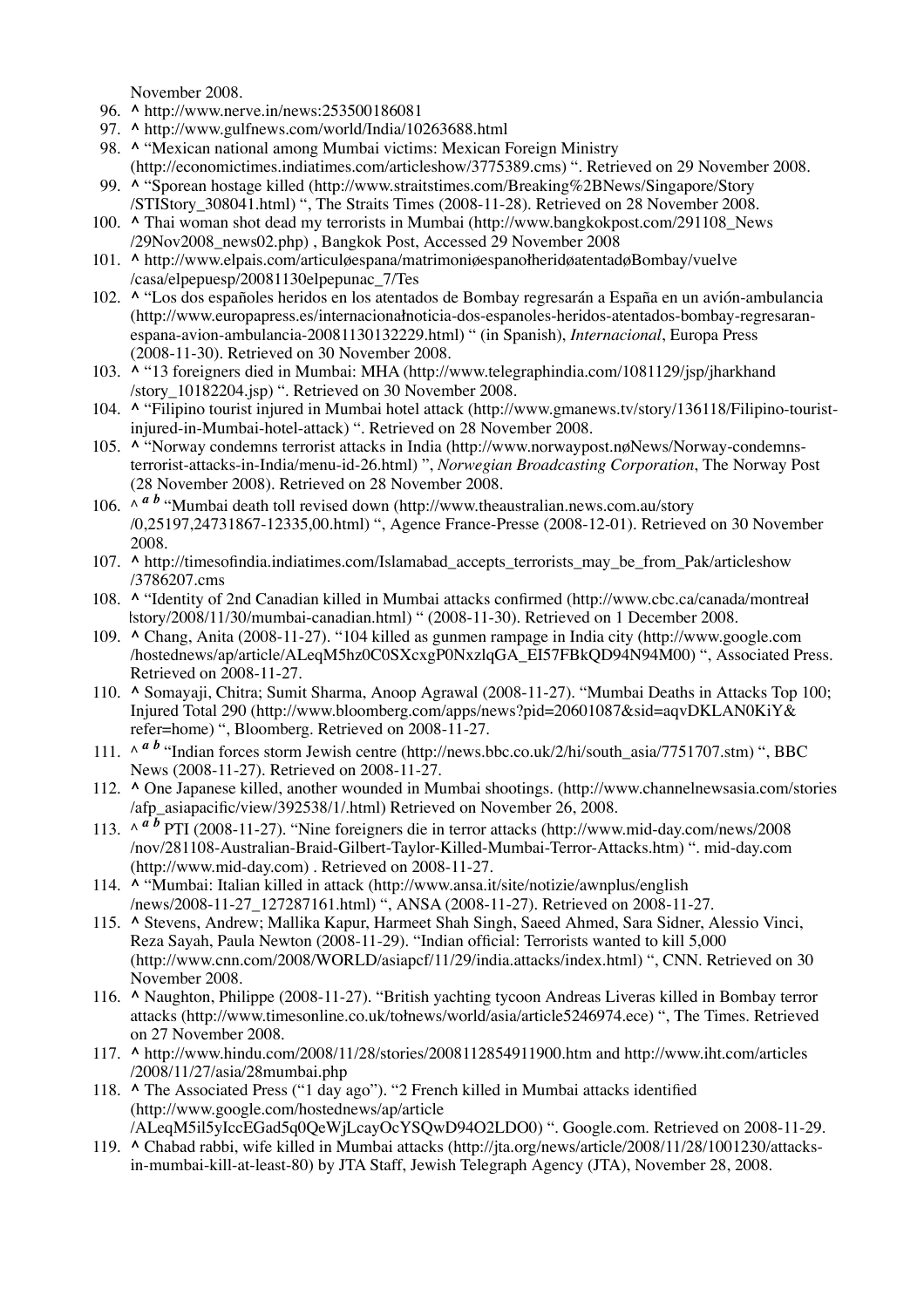November 2008.

96. ^ http://www.nerve.in/news:253500186081
97. ^ http://www.gulfnews.com/world/India/10263688.html
98. ^ "Mexican national among Mumbai victims: Mexican Foreign Ministry (http://economictimes.indiatimes.com/articleshow/3775389.cms) ". Retrieved on 29 November 2008.
99. ^ "Sporean hostage killed (http://www.straitstimes.com/Breaking%2BNews/Singapore/Story /STIStory_308041.html) ", The Straits Times (2008-11-28). Retrieved on 28 November 2008.
100. ^ Thai woman shot dead my terrorists in Mumbai (http://www.bangkokpost.com/291108_News /29Nov2008_news02.php) , Bangkok Post, Accessed 29 November 2008
101. ^ http://www.elpais.com/articuløespana/matrimoniøespanołheridøatentadøBombay/vuelve /casa/elpepuesp/20081130elpepunac_7/Tes
102. ^ "Los dos españoles heridos en los atentados de Bombay regresarán a España en un avión-ambulancia (http://www.europapress.es/internacionałnoticia-dos-espanoles-heridos-atentados-bombay-regresaran-espana-avion-ambulancia-20081130132229.html) " (in Spanish), *Internacional*, Europa Press (2008-11-30). Retrieved on 30 November 2008.
103. ^ "13 foreigners died in Mumbai: MHA (http://www.telegraphindia.com/1081129/jsp/jharkhand /story_10182204.jsp) ". Retrieved on 30 November 2008.
104. ^ "Filipino tourist injured in Mumbai hotel attack (http://www.gmanews.tv/story/136118/Filipino-tourist-injured-in-Mumbai-hotel-attack) ". Retrieved on 28 November 2008.
105. ^ "Norway condemns terrorist attacks in India (http://www.norwaypost.nøNews/Norway-condemns-terrorist-attacks-in-India/menu-id-26.html) ", *Norwegian Broadcasting Corporation*, The Norway Post (28 November 2008). Retrieved on 28 November 2008.
106. ^ *a b* "Mumbai death toll revised down (http://www.theaustralian.news.com.au/story /0,25197,24731867-12335,00.html) ", Agence France-Presse (2008-12-01). Retrieved on 30 November 2008.
107. ^ http://timesofindia.indiatimes.com/Islamabad_accepts_terrorists_may_be_from_Pak/articleshow /3786207.cms
108. ^ "Identity of 2nd Canadian killed in Mumbai attacks confirmed (http://www.cbc.ca/canada/montreał łstory/2008/11/30/mumbai-canadian.html) " (2008-11-30). Retrieved on 1 December 2008.
109. ^ Chang, Anita (2008-11-27). "104 killed as gunmen rampage in India city (http://www.google.com /hostednews/ap/article/ALeqM5hz0C0SXcxgP0NxzlqGA_EI57FBkQD94N94M00) ", Associated Press. Retrieved on 2008-11-27.
110. ^ Somayaji, Chitra; Sumit Sharma, Anoop Agrawal (2008-11-27). "Mumbai Deaths in Attacks Top 100; Injured Total 290 (http://www.bloomberg.com/apps/news?pid=20601087&sid=aqvDKLAN0KiY& refer=home) ", Bloomberg. Retrieved on 2008-11-27.
111. ^ *a b* "Indian forces storm Jewish centre (http://news.bbc.co.uk/2/hi/south_asia/7751707.stm) ", BBC News (2008-11-27). Retrieved on 2008-11-27.
112. ^ One Japanese killed, another wounded in Mumbai shootings. (http://www.channelnewsasia.com/stories /afp_asiapacific/view/392538/1/.html) Retrieved on November 26, 2008.
113. ^ *a b* PTI (2008-11-27). "Nine foreigners die in terror attacks (http://www.mid-day.com/news/2008 /nov/281108-Australian-Braid-Gilbert-Taylor-Killed-Mumbai-Terror-Attacks.htm) ". mid-day.com (http://www.mid-day.com) . Retrieved on 2008-11-27.
114. ^ "Mumbai: Italian killed in attack (http://www.ansa.it/site/notizie/awnplus/english /news/2008-11-27_127287161.html) ", ANSA (2008-11-27). Retrieved on 2008-11-27.
115. ^ Stevens, Andrew; Mallika Kapur, Harmeet Shah Singh, Saeed Ahmed, Sara Sidner, Alessio Vinci, Reza Sayah, Paula Newton (2008-11-29). "Indian official: Terrorists wanted to kill 5,000 (http://www.cnn.com/2008/WORLD/asiapcf/11/29/india.attacks/index.html) ", CNN. Retrieved on 30 November 2008.
116. ^ Naughton, Philippe (2008-11-27). "British yachting tycoon Andreas Liveras killed in Bombay terror attacks (http://www.timesonline.co.uk/tołnews/world/asia/article5246974.ece) ", The Times. Retrieved on 27 November 2008.
117. ^ http://www.hindu.com/2008/11/28/stories/2008112854911900.htm and http://www.iht.com/articles /2008/11/27/asia/28mumbai.php
118. ^ The Associated Press ("1 day ago"). "2 French killed in Mumbai attacks identified (http://www.google.com/hostednews/ap/article /ALeqM5il5yIccEGad5q0QeWjLcayOcYSQwD94O2LDO0) ". Google.com. Retrieved on 2008-11-29.
119. ^ Chabad rabbi, wife killed in Mumbai attacks (http://jta.org/news/article/2008/11/28/1001230/attacks-in-mumbai-kill-at-least-80) by JTA Staff, Jewish Telegraph Agency (JTA), November 28, 2008.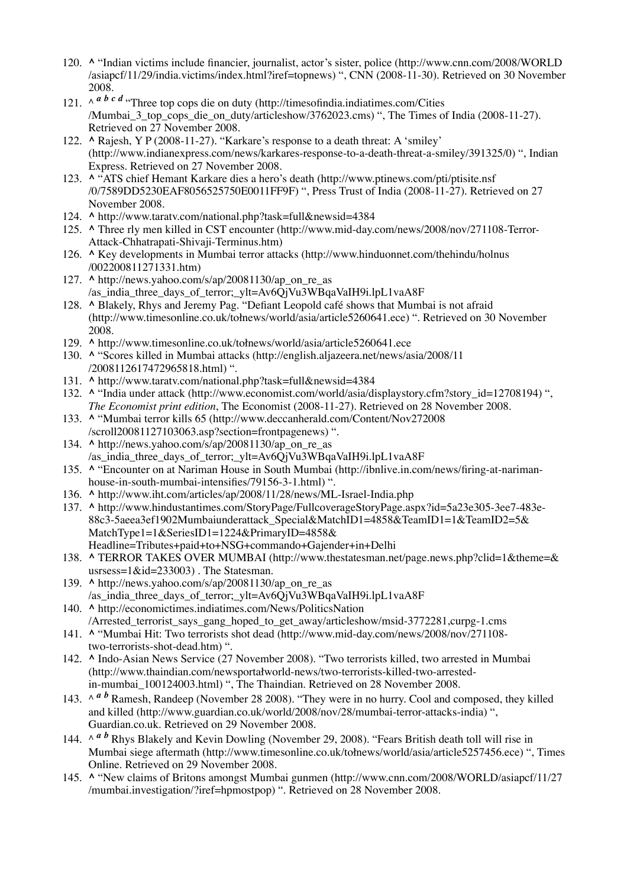120. ^ "Indian victims include financier, journalist, actor's sister, police (http://www.cnn.com/2008/WORLD/asiapcf/11/29/india.victims/index.html?iref=topnews) ", CNN (2008-11-30). Retrieved on 30 November 2008.
121. ^ *a b c d* "Three top cops die on duty (http://timesofindia.indiatimes.com/Cities/Mumbai_3_top_cops_die_on_duty/articleshow/3762023.cms) ", The Times of India (2008-11-27). Retrieved on 27 November 2008.
122. ^ Rajesh, Y P (2008-11-27). "Karkare's response to a death threat: A 'smiley' (http://www.indianexpress.com/news/karkares-response-to-a-death-threat-a-smiley/391325/0) ", Indian Express. Retrieved on 27 November 2008.
123. ^ "ATS chief Hemant Karkare dies a hero's death (http://www.ptinews.com/pti/ptisite.nsf/0/7589DD5230EAF8056525750E0011FF9F) ", Press Trust of India (2008-11-27). Retrieved on 27 November 2008.
124. ^ http://www.taratv.com/national.php?task=full&newsid=4384
125. ^ Three rly men killed in CST encounter (http://www.mid-day.com/news/2008/nov/271108-Terror-Attack-Chhatrapati-Shivaji-Terminus.htm)
126. ^ Key developments in Mumbai terror attacks (http://www.hinduonnet.com/thehindu/holnus/002200811271331.htm)
127. ^ http://news.yahoo.com/s/ap/20081130/ap_on_re_as/as_india_three_days_of_terror;_ylt=Av6QjVu3WBqaVaIH9i.lpL1vaA8F
128. ^ Blakely, Rhys and Jeremy Pag. "Defiant Leopold café shows that Mumbai is not afraid (http://www.timesonline.co.uk/tol/news/world/asia/article5260641.ece) ". Retrieved on 30 November 2008.
129. ^ http://www.timesonline.co.uk/tol/news/world/asia/article5260641.ece
130. ^ "Scores killed in Mumbai attacks (http://english.aljazeera.net/news/asia/2008/11/2008112617472965818.html) ".
131. ^ http://www.taratv.com/national.php?task=full&newsid=4384
132. ^ "India under attack (http://www.economist.com/world/asia/displaystory.cfm?story_id=12708194) ", *The Economist print edition*, The Economist (2008-11-27). Retrieved on 28 November 2008.
133. ^ "Mumbai terror kills 65 (http://www.deccanherald.com/Content/Nov272008/scroll20081127103063.asp?section=frontpagenews) ".
134. ^ http://news.yahoo.com/s/ap/20081130/ap_on_re_as/as_india_three_days_of_terror;_ylt=Av6QjVu3WBqaVaIH9i.lpL1vaA8F
135. ^ "Encounter on at Nariman House in South Mumbai (http://ibnlive.in.com/news/firing-at-nariman-house-in-south-mumbai-intensifies/79156-3-1.html) ".
136. ^ http://www.iht.com/articles/ap/2008/11/28/news/ML-Israel-India.php
137. ^ http://www.hindustantimes.com/StoryPage/FullcoverageStoryPage.aspx?id=5a23e305-3ee7-483e-88c3-5aeea3ef1902Mumbaiunderattack_Special&MatchID1=4858&TeamID1=1&TeamID2=5&MatchType1=1&SeriesID1=1224&PrimaryID=4858&Headline=Tributes+paid+to+NSG+commando+Gajender+in+Delhi
138. ^ TERROR TAKES OVER MUMBAI (http://www.thestatesman.net/page.news.php?clid=1&theme=&usrsess=1&id=233003) . The Statesman.
139. ^ http://news.yahoo.com/s/ap/20081130/ap_on_re_as/as_india_three_days_of_terror;_ylt=Av6QjVu3WBqaVaIH9i.lpL1vaA8F
140. ^ http://economictimes.indiatimes.com/News/PoliticsNation/Arrested_terrorist_says_gang_hoped_to_get_away/articleshow/msid-3772281,curpg-1.cms
141. ^ "Mumbai Hit: Two terrorists shot dead (http://www.mid-day.com/news/2008/nov/271108-two-terrorists-shot-dead.htm) ".
142. ^ Indo-Asian News Service (27 November 2008). "Two terrorists killed, two arrested in Mumbai (http://www.thaindian.com/newsportal/world-news/two-terrorists-killed-two-arrested-in-mumbai_100124003.html) ", The Thaindian. Retrieved on 28 November 2008.
143. ^ *a b* Ramesh, Randeep (November 28 2008). "They were in no hurry. Cool and composed, they killed and killed (http://www.guardian.co.uk/world/2008/nov/28/mumbai-terror-attacks-india) ", Guardian.co.uk. Retrieved on 29 November 2008.
144. ^ *a b* Rhys Blakely and Kevin Dowling (November 29, 2008). "Fears British death toll will rise in Mumbai siege aftermath (http://www.timesonline.co.uk/tol/news/world/asia/article5257456.ece) ", Times Online. Retrieved on 29 November 2008.
145. ^ "New claims of Britons amongst Mumbai gunmen (http://www.cnn.com/2008/WORLD/asiapcf/11/27/mumbai.investigation/?iref=hpmostpop) ". Retrieved on 28 November 2008.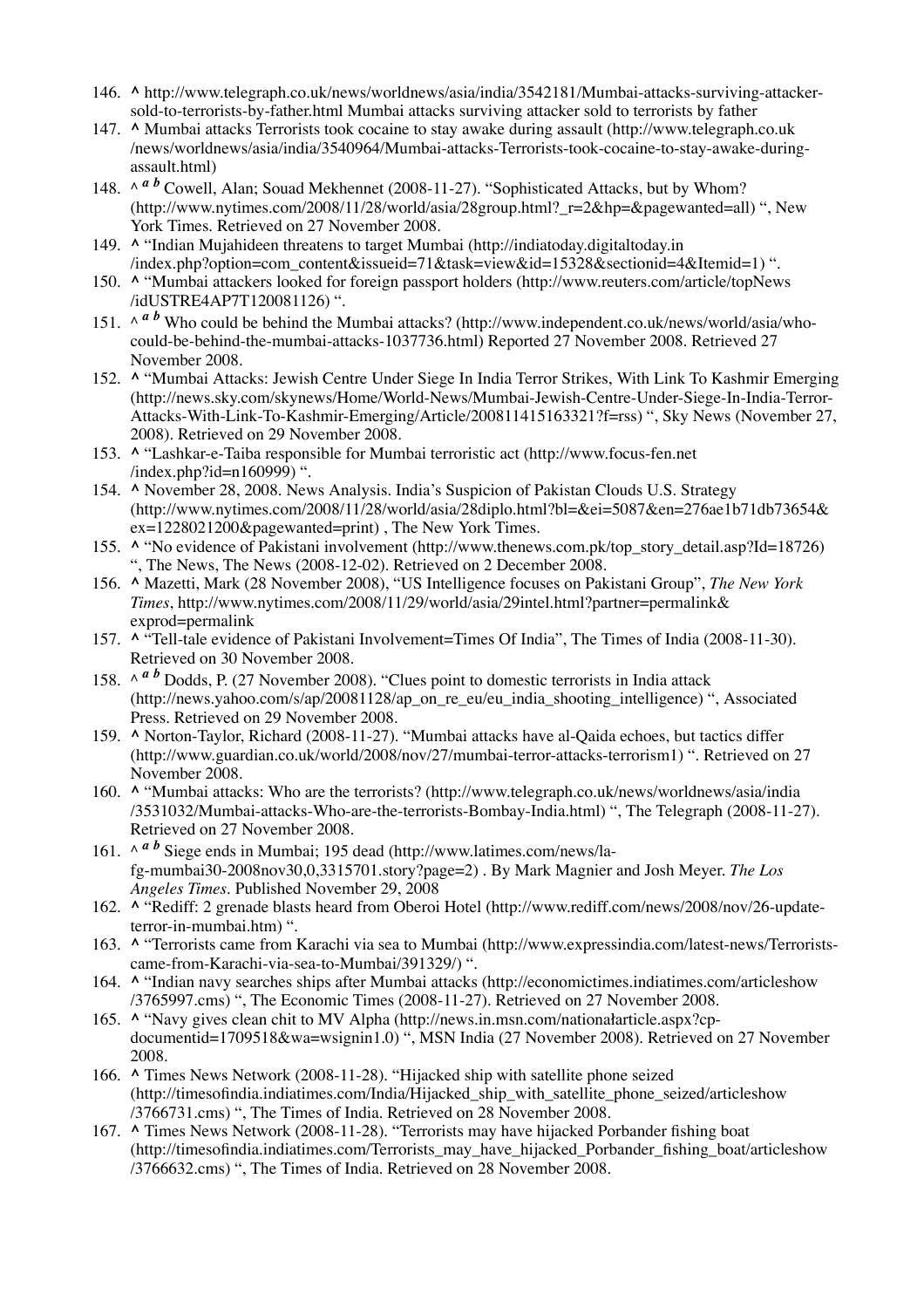146. ^ http://www.telegraph.co.uk/news/worldnews/asia/india/3542181/Mumbai-attacks-surviving-attacker-sold-to-terrorists-by-father.html Mumbai attacks surviving attacker sold to terrorists by father
147. ^ Mumbai attacks Terrorists took cocaine to stay awake during assault (http://www.telegraph.co.uk/news/worldnews/asia/india/3540964/Mumbai-attacks-Terrorists-took-cocaine-to-stay-awake-during-assault.html)
148. ^ *a b* Cowell, Alan; Souad Mekhennet (2008-11-27). "Sophisticated Attacks, but by Whom? (http://www.nytimes.com/2008/11/28/world/asia/28group.html?_r=2&hp=&pagewanted=all) ", New York Times. Retrieved on 27 November 2008.
149. ^ "Indian Mujahideen threatens to target Mumbai (http://indiatoday.digitaltoday.in/index.php?option=com_content&issueid=71&task=view&id=15328&sectionid=4&Itemid=1) ".
150. ^ "Mumbai attackers looked for foreign passport holders (http://www.reuters.com/article/topNews/idUSTRE4AP7T120081126) ".
151. ^ *a b* Who could be behind the Mumbai attacks? (http://www.independent.co.uk/news/world/asia/who-could-be-behind-the-mumbai-attacks-1037736.html) Reported 27 November 2008. Retrieved 27 November 2008.
152. ^ "Mumbai Attacks: Jewish Centre Under Siege In India Terror Strikes, With Link To Kashmir Emerging (http://news.sky.com/skynews/Home/World-News/Mumbai-Jewish-Centre-Under-Siege-In-India-Terror-Attacks-With-Link-To-Kashmir-Emerging/Article/200811415163321?f=rss) ", Sky News (November 27, 2008). Retrieved on 29 November 2008.
153. ^ "Lashkar-e-Taiba responsible for Mumbai terroristic act (http://www.focus-fen.net/index.php?id=n160999) ".
154. ^ November 28, 2008. News Analysis. India's Suspicion of Pakistan Clouds U.S. Strategy (http://www.nytimes.com/2008/11/28/world/asia/28diplo.html?bl=&ei=5087&en=276ae1b71db73654&ex=1228021200&pagewanted=print) , The New York Times.
155. ^ "No evidence of Pakistani involvement (http://www.thenews.com.pk/top_story_detail.asp?Id=18726) ", The News, The News (2008-12-02). Retrieved on 2 December 2008.
156. ^ Mazetti, Mark (28 November 2008), "US Intelligence focuses on Pakistani Group", *The New York Times*, http://www.nytimes.com/2008/11/29/world/asia/29intel.html?partner=permalink&exprod=permalink
157. ^ "Tell-tale evidence of Pakistani Involvement=Times Of India", The Times of India (2008-11-30). Retrieved on 30 November 2008.
158. ^ *a b* Dodds, P. (27 November 2008). "Clues point to domestic terrorists in India attack (http://news.yahoo.com/s/ap/20081128/ap_on_re_eu/eu_india_shooting_intelligence) ", Associated Press. Retrieved on 29 November 2008.
159. ^ Norton-Taylor, Richard (2008-11-27). "Mumbai attacks have al-Qaida echoes, but tactics differ (http://www.guardian.co.uk/world/2008/nov/27/mumbai-terror-attacks-terrorism1) ". Retrieved on 27 November 2008.
160. ^ "Mumbai attacks: Who are the terrorists? (http://www.telegraph.co.uk/news/worldnews/asia/india/3531032/Mumbai-attacks-Who-are-the-terrorists-Bombay-India.html) ", The Telegraph (2008-11-27). Retrieved on 27 November 2008.
161. ^ *a b* Siege ends in Mumbai; 195 dead (http://www.latimes.com/news/la-fg-mumbai30-2008nov30,0,3315701.story?page=2) . By Mark Magnier and Josh Meyer. *The Los Angeles Times*. Published November 29, 2008
162. ^ "Rediff: 2 grenade blasts heard from Oberoi Hotel (http://www.rediff.com/news/2008/nov/26-update-terror-in-mumbai.htm) ".
163. ^ "Terrorists came from Karachi via sea to Mumbai (http://www.expressindia.com/latest-news/Terrorists-came-from-Karachi-via-sea-to-Mumbai/391329/) ".
164. ^ "Indian navy searches ships after Mumbai attacks (http://economictimes.indiatimes.com/articleshow/3765997.cms) ", The Economic Times (2008-11-27). Retrieved on 27 November 2008.
165. ^ "Navy gives clean chit to MV Alpha (http://news.in.msn.com/nationalarticle.aspx?cp-documentid=1709518&wa=wsignin1.0) ", MSN India (27 November 2008). Retrieved on 27 November 2008.
166. ^ Times News Network (2008-11-28). "Hijacked ship with satellite phone seized (http://timesofindia.indiatimes.com/India/Hijacked_ship_with_satellite_phone_seized/articleshow/3766731.cms) ", The Times of India. Retrieved on 28 November 2008.
167. ^ Times News Network (2008-11-28). "Terrorists may have hijacked Porbander fishing boat (http://timesofindia.indiatimes.com/Terrorists_may_have_hijacked_Porbander_fishing_boat/articleshow/3766632.cms) ", The Times of India. Retrieved on 28 November 2008.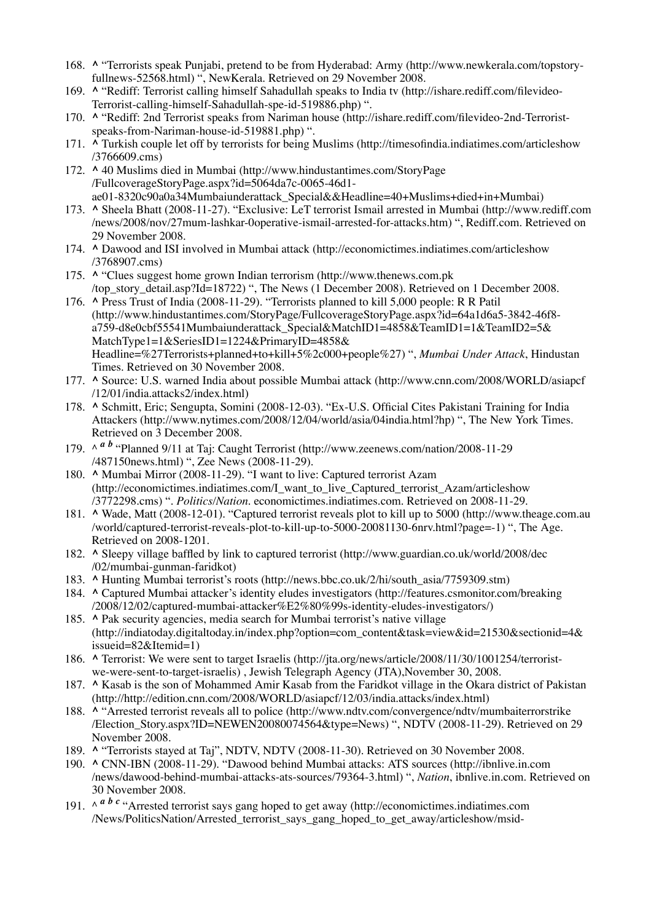168. ^ "Terrorists speak Punjabi, pretend to be from Hyderabad: Army (http://www.newkerala.com/topstory-fullnews-52568.html) ", NewKerala. Retrieved on 29 November 2008.
169. ^ "Rediff: Terrorist calling himself Sahadullah speaks to India tv (http://ishare.rediff.com/filevideo-Terrorist-calling-himself-Sahadullah-spe-id-519886.php) ".
170. ^ "Rediff: 2nd Terrorist speaks from Nariman house (http://ishare.rediff.com/filevideo-2nd-Terrorist-speaks-from-Nariman-house-id-519881.php) ".
171. ^ Turkish couple let off by terrorists for being Muslims (http://timesofindia.indiatimes.com/articleshow/3766609.cms)
172. ^ 40 Muslims died in Mumbai (http://www.hindustantimes.com/StoryPage/FullcoverageStoryPage.aspx?id=5064da7c-0065-46d1-ae01-8320c90a0a34Mumbaiunderattack_Special&&Headline=40+Muslims+died+in+Mumbai)
173. ^ Sheela Bhatt (2008-11-27). "Exclusive: LeT terrorist Ismail arrested in Mumbai (http://www.rediff.com/news/2008/nov/27mum-lashkar-0operative-ismail-arrested-for-attacks.htm) ", Rediff.com. Retrieved on 29 November 2008.
174. ^ Dawood and ISI involved in Mumbai attack (http://economictimes.indiatimes.com/articleshow/3768907.cms)
175. ^ "Clues suggest home grown Indian terrorism (http://www.thenews.com.pk/top_story_detail.asp?Id=18722) ", The News (1 December 2008). Retrieved on 1 December 2008.
176. ^ Press Trust of India (2008-11-29). "Terrorists planned to kill 5,000 people: R R Patil (http://www.hindustantimes.com/StoryPage/FullcoverageStoryPage.aspx?id=64a1d6a5-3842-46f8-a759-d8e0cbf55541Mumbaiunderattack_Special&MatchID1=4858&TeamID1=1&TeamID2=5&MatchType1=1&SeriesID1=1224&PrimaryID=4858&Headline=%27Terrorists+planned+to+kill+5%2c000+people%27) ", *Mumbai Under Attack*, Hindustan Times. Retrieved on 30 November 2008.
177. ^ Source: U.S. warned India about possible Mumbai attack (http://www.cnn.com/2008/WORLD/asiapcf/12/01/india.attacks2/index.html)
178. ^ Schmitt, Eric; Sengupta, Somini (2008-12-03). "Ex-U.S. Official Cites Pakistani Training for India Attackers (http://www.nytimes.com/2008/12/04/world/asia/04india.html?hp) ", The New York Times. Retrieved on 3 December 2008.
179. ^ *a b* "Planned 9/11 at Taj: Caught Terrorist (http://www.zeenews.com/nation/2008-11-29/487150news.html) ", Zee News (2008-11-29).
180. ^ Mumbai Mirror (2008-11-29). "I want to live: Captured terrorist Azam (http://economictimes.indiatimes.com/I_want_to_live_Captured_terrorist_Azam/articleshow/3772298.cms) ". *Politics/Nation*. economictimes.indiatimes.com. Retrieved on 2008-11-29.
181. ^ Wade, Matt (2008-12-01). "Captured terrorist reveals plot to kill up to 5000 (http://www.theage.com.au/world/captured-terrorist-reveals-plot-to-kill-up-to-5000-20081130-6nrv.html?page=-1) ", The Age. Retrieved on 2008-1201.
182. ^ Sleepy village baffled by link to captured terrorist (http://www.guardian.co.uk/world/2008/dec/02/mumbai-gunman-faridkot)
183. ^ Hunting Mumbai terrorist's roots (http://news.bbc.co.uk/2/hi/south_asia/7759309.stm)
184. ^ Captured Mumbai attacker's identity eludes investigators (http://features.csmonitor.com/breaking/2008/12/02/captured-mumbai-attacker%E2%80%99s-identity-eludes-investigators/)
185. ^ Pak security agencies, media search for Mumbai terrorist's native village (http://indiatoday.digitaltoday.in/index.php?option=com_content&task=view&id=21530&sectionid=4&issueid=82&Itemid=1)
186. ^ Terrorist: We were sent to target Israelis (http://jta.org/news/article/2008/11/30/1001254/terrorist-we-were-sent-to-target-israelis) , Jewish Telegraph Agency (JTA),November 30, 2008.
187. ^ Kasab is the son of Mohammed Amir Kasab from the Faridkot village in the Okara district of Pakistan (http://http://edition.cnn.com/2008/WORLD/asiapcf/12/03/india.attacks/index.html)
188. ^ "Arrested terrorist reveals all to police (http://www.ndtv.com/convergence/ndtv/mumbaiterrorstrike/Election_Story.aspx?ID=NEWEN20080074564&type=News) ", NDTV (2008-11-29). Retrieved on 29 November 2008.
189. ^ "Terrorists stayed at Taj", NDTV, NDTV (2008-11-30). Retrieved on 30 November 2008.
190. ^ CNN-IBN (2008-11-29). "Dawood behind Mumbai attacks: ATS sources (http://ibnlive.in.com/news/dawood-behind-mumbai-attacks-ats-sources/79364-3.html) ", *Nation*, ibnlive.in.com. Retrieved on 30 November 2008.
191. ^ *a b c* "Arrested terrorist says gang hoped to get away (http://economictimes.indiatimes.com/News/PoliticsNation/Arrested_terrorist_says_gang_hoped_to_get_away/articleshow/msid-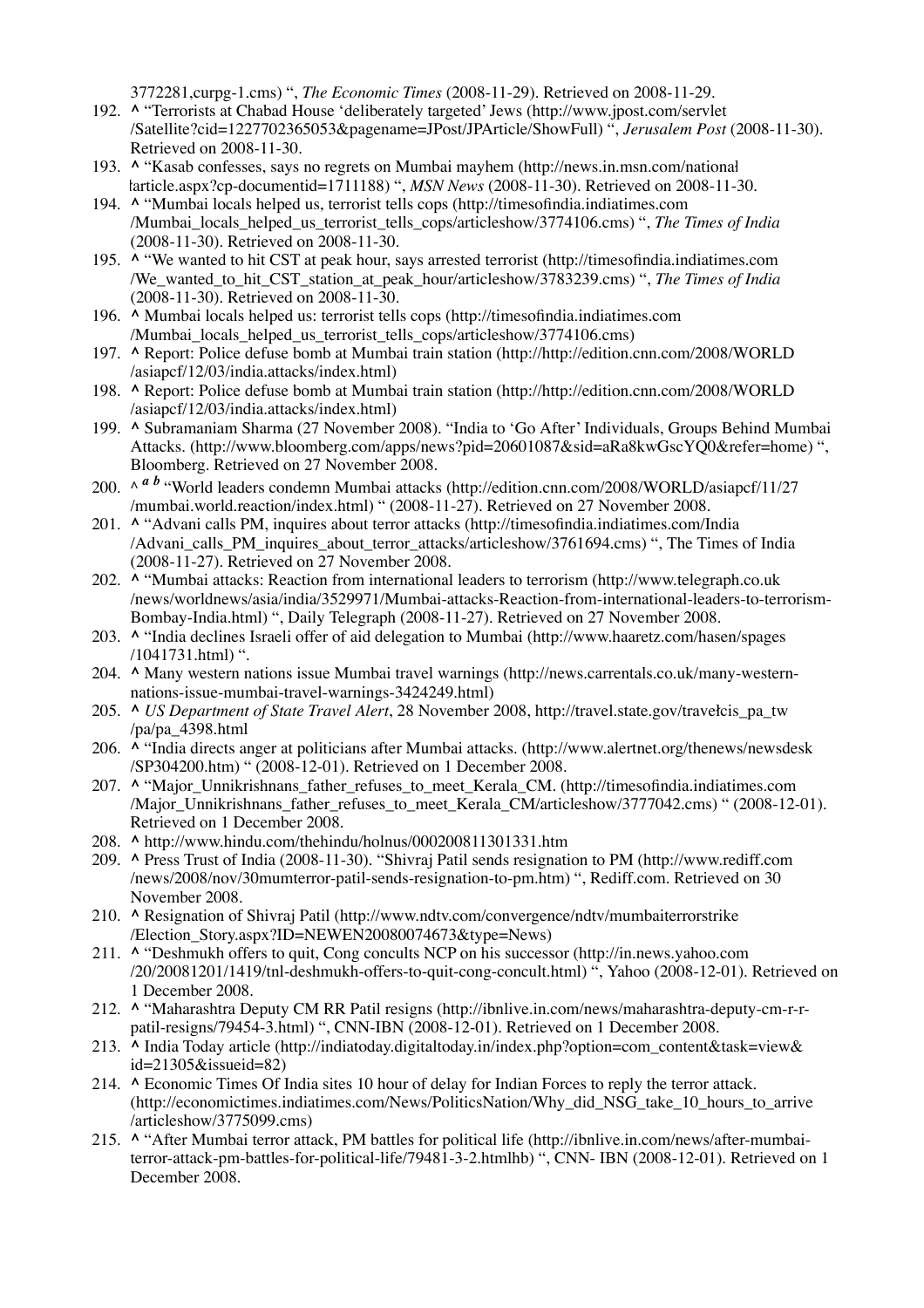3772281,curpg-1.cms) ", *The Economic Times* (2008-11-29). Retrieved on 2008-11-29.

192. ^ "Terrorists at Chabad House 'deliberately targeted' Jews (http://www.jpost.com/servlet/Satellite?cid=1227702365053&pagename=JPost/JPArticle/ShowFull) ", *Jerusalem Post* (2008-11-30). Retrieved on 2008-11-30.
193. ^ "Kasab confesses, says no regrets on Mumbai mayhem (http://news.in.msn.com/national/article.aspx?cp-documentid=1711188) ", *MSN News* (2008-11-30). Retrieved on 2008-11-30.
194. ^ "Mumbai locals helped us, terrorist tells cops (http://timesofindia.indiatimes.com/Mumbai_locals_helped_us_terrorist_tells_cops/articleshow/3774106.cms) ", *The Times of India* (2008-11-30). Retrieved on 2008-11-30.
195. ^ "We wanted to hit CST at peak hour, says arrested terrorist (http://timesofindia.indiatimes.com/We_wanted_to_hit_CST_station_at_peak_hour/articleshow/3783239.cms) ", *The Times of India* (2008-11-30). Retrieved on 2008-11-30.
196. ^ Mumbai locals helped us: terrorist tells cops (http://timesofindia.indiatimes.com/Mumbai_locals_helped_us_terrorist_tells_cops/articleshow/3774106.cms)
197. ^ Report: Police defuse bomb at Mumbai train station (http://http://edition.cnn.com/2008/WORLD/asiapcf/12/03/india.attacks/index.html)
198. ^ Report: Police defuse bomb at Mumbai train station (http://http://edition.cnn.com/2008/WORLD/asiapcf/12/03/india.attacks/index.html)
199. ^ Subramaniam Sharma (27 November 2008). "India to 'Go After' Individuals, Groups Behind Mumbai Attacks. (http://www.bloomberg.com/apps/news?pid=20601087&sid=aRa8kwGscYQ0&refer=home) ", Bloomberg. Retrieved on 27 November 2008.
200. ^ *a b* "World leaders condemn Mumbai attacks (http://edition.cnn.com/2008/WORLD/asiapcf/11/27/mumbai.world.reaction/index.html) " (2008-11-27). Retrieved on 27 November 2008.
201. ^ "Advani calls PM, inquires about terror attacks (http://timesofindia.indiatimes.com/India/Advani_calls_PM_inquires_about_terror_attacks/articleshow/3761694.cms) ", The Times of India (2008-11-27). Retrieved on 27 November 2008.
202. ^ "Mumbai attacks: Reaction from international leaders to terrorism (http://www.telegraph.co.uk/news/worldnews/asia/india/3529971/Mumbai-attacks-Reaction-from-international-leaders-to-terrorism-Bombay-India.html) ", Daily Telegraph (2008-11-27). Retrieved on 27 November 2008.
203. ^ "India declines Israeli offer of aid delegation to Mumbai (http://www.haaretz.com/hasen/spages/1041731.html) ".
204. ^ Many western nations issue Mumbai travel warnings (http://news.carrentals.co.uk/many-western-nations-issue-mumbai-travel-warnings-3424249.html)
205. ^ *US Department of State Travel Alert*, 28 November 2008, http://travel.state.gov/travel/cis_pa_tw/pa/pa_4398.html
206. ^ "India directs anger at politicians after Mumbai attacks. (http://www.alertnet.org/thenews/newsdesk/SP304200.htm) " (2008-12-01). Retrieved on 1 December 2008.
207. ^ "Major_Unnikrishnans_father_refuses_to_meet_Kerala_CM. (http://timesofindia.indiatimes.com/Major_Unnikrishnans_father_refuses_to_meet_Kerala_CM/articleshow/3777042.cms) " (2008-12-01). Retrieved on 1 December 2008.
208. ^ http://www.hindu.com/thehindu/holnus/000200811301331.htm
209. ^ Press Trust of India (2008-11-30). "Shivraj Patil sends resignation to PM (http://www.rediff.com/news/2008/nov/30mumterror-patil-sends-resignation-to-pm.htm) ", Rediff.com. Retrieved on 30 November 2008.
210. ^ Resignation of Shivraj Patil (http://www.ndtv.com/convergence/ndtv/mumbaiterrorstrike/Election_Story.aspx?ID=NEWEN20080074673&type=News)
211. ^ "Deshmukh offers to quit, Cong concults NCP on his successor (http://in.news.yahoo.com/20/20081201/1419/tnl-deshmukh-offers-to-quit-cong-concult.html) ", Yahoo (2008-12-01). Retrieved on 1 December 2008.
212. ^ "Maharashtra Deputy CM RR Patil resigns (http://ibnlive.in.com/news/maharashtra-deputy-cm-r-r-patil-resigns/79454-3.html) ", CNN-IBN (2008-12-01). Retrieved on 1 December 2008.
213. ^ India Today article (http://indiatoday.digitaltoday.in/index.php?option=com_content&task=view&id=21305&issueid=82)
214. ^ Economic Times Of India sites 10 hour of delay for Indian Forces to reply the terror attack. (http://economictimes.indiatimes.com/News/PoliticsNation/Why_did_NSG_take_10_hours_to_arrive/articleshow/3775099.cms)
215. ^ "After Mumbai terror attack, PM battles for political life (http://ibnlive.in.com/news/after-mumbai-terror-attack-pm-battles-for-political-life/79481-3-2.htmlhb) ", CNN- IBN (2008-12-01). Retrieved on 1 December 2008.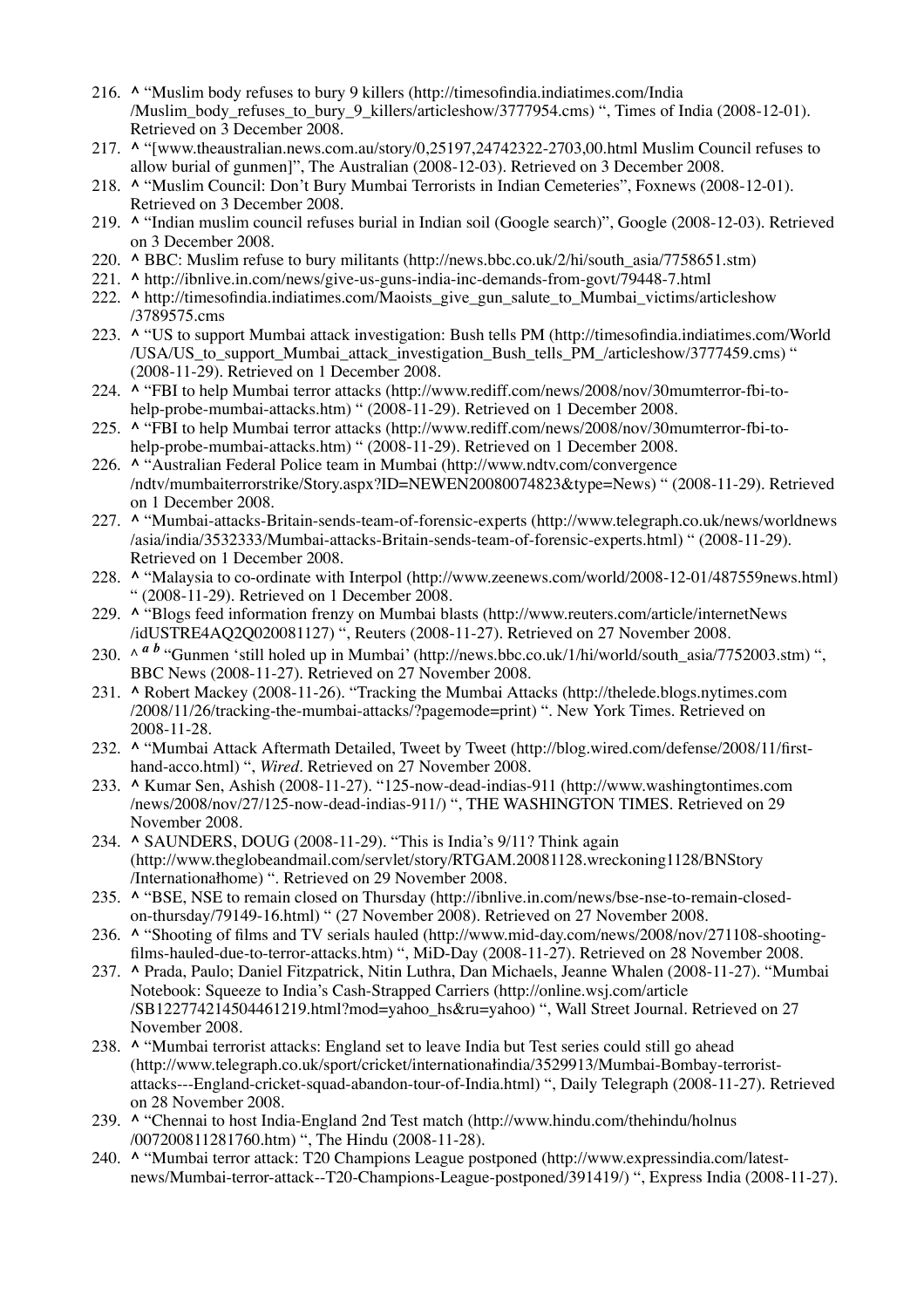216. ^ "Muslim body refuses to bury 9 killers (http://timesofindia.indiatimes.com/India/Muslim_body_refuses_to_bury_9_killers/articleshow/3777954.cms) ", Times of India (2008-12-01). Retrieved on 3 December 2008.
217. ^ "[www.theaustralian.news.com.au/story/0,25197,24742322-2703,00.html Muslim Council refuses to allow burial of gunmen]", The Australian (2008-12-03). Retrieved on 3 December 2008.
218. ^ "Muslim Council: Don't Bury Mumbai Terrorists in Indian Cemeteries", Foxnews (2008-12-01). Retrieved on 3 December 2008.
219. ^ "Indian muslim council refuses burial in Indian soil (Google search)", Google (2008-12-03). Retrieved on 3 December 2008.
220. ^ BBC: Muslim refuse to bury militants (http://news.bbc.co.uk/2/hi/south_asia/7758651.stm)
221. ^ http://ibnlive.in.com/news/give-us-guns-india-inc-demands-from-govt/79448-7.html
222. ^ http://timesofindia.indiatimes.com/Maoists_give_gun_salute_to_Mumbai_victims/articleshow/3789575.cms
223. ^ "US to support Mumbai attack investigation: Bush tells PM (http://timesofindia.indiatimes.com/World/USA/US_to_support_Mumbai_attack_investigation_Bush_tells_PM_/articleshow/3777459.cms) " (2008-11-29). Retrieved on 1 December 2008.
224. ^ "FBI to help Mumbai terror attacks (http://www.rediff.com/news/2008/nov/30mumterror-fbi-to-help-probe-mumbai-attacks.htm) " (2008-11-29). Retrieved on 1 December 2008.
225. ^ "FBI to help Mumbai terror attacks (http://www.rediff.com/news/2008/nov/30mumterror-fbi-to-help-probe-mumbai-attacks.htm) " (2008-11-29). Retrieved on 1 December 2008.
226. ^ "Australian Federal Police team in Mumbai (http://www.ndtv.com/convergence/ndtv/mumbaiterrorstrike/Story.aspx?ID=NEWEN20080074823&type=News) " (2008-11-29). Retrieved on 1 December 2008.
227. ^ "Mumbai-attacks-Britain-sends-team-of-forensic-experts (http://www.telegraph.co.uk/news/worldnews/asia/india/3532333/Mumbai-attacks-Britain-sends-team-of-forensic-experts.html) " (2008-11-29). Retrieved on 1 December 2008.
228. ^ "Malaysia to co-ordinate with Interpol (http://www.zeenews.com/world/2008-12-01/487559news.html) " (2008-11-29). Retrieved on 1 December 2008.
229. ^ "Blogs feed information frenzy on Mumbai blasts (http://www.reuters.com/article/internetNews/idUSTRE4AQ2Q020081127) ", Reuters (2008-11-27). Retrieved on 27 November 2008.
230. ^ *a b* "Gunmen 'still holed up in Mumbai' (http://news.bbc.co.uk/1/hi/world/south_asia/7752003.stm) ", BBC News (2008-11-27). Retrieved on 27 November 2008.
231. ^ Robert Mackey (2008-11-26). "Tracking the Mumbai Attacks (http://thelede.blogs.nytimes.com/2008/11/26/tracking-the-mumbai-attacks/?pagemode=print) ". New York Times. Retrieved on 2008-11-28.
232. ^ "Mumbai Attack Aftermath Detailed, Tweet by Tweet (http://blog.wired.com/defense/2008/11/first-hand-acco.html) ", *Wired*. Retrieved on 27 November 2008.
233. ^ Kumar Sen, Ashish (2008-11-27). "125-now-dead-indias-911 (http://www.washingtontimes.com/news/2008/nov/27/125-now-dead-indias-911/) ", THE WASHINGTON TIMES. Retrieved on 29 November 2008.
234. ^ SAUNDERS, DOUG (2008-11-29). "This is India's 9/11? Think again (http://www.theglobeandmail.com/servlet/story/RTGAM.20081128.wreckoning1128/BNStory/Internationalhome) ". Retrieved on 29 November 2008.
235. ^ "BSE, NSE to remain closed on Thursday (http://ibnlive.in.com/news/bse-nse-to-remain-closed-on-thursday/79149-16.html) " (27 November 2008). Retrieved on 27 November 2008.
236. ^ "Shooting of films and TV serials hauled (http://www.mid-day.com/news/2008/nov/271108-shooting-films-hauled-due-to-terror-attacks.htm) ", MiD-Day (2008-11-27). Retrieved on 28 November 2008.
237. ^ Prada, Paulo; Daniel Fitzpatrick, Nitin Luthra, Dan Michaels, Jeanne Whalen (2008-11-27). "Mumbai Notebook: Squeeze to India's Cash-Strapped Carriers (http://online.wsj.com/article/SB122774214504461219.html?mod=yahoo_hs&ru=yahoo) ", Wall Street Journal. Retrieved on 27 November 2008.
238. ^ "Mumbai terrorist attacks: England set to leave India but Test series could still go ahead (http://www.telegraph.co.uk/sport/cricket/internationalindia/3529913/Mumbai-Bombay-terrorist-attacks---England-cricket-squad-abandon-tour-of-India.html) ", Daily Telegraph (2008-11-27). Retrieved on 28 November 2008.
239. ^ "Chennai to host India-England 2nd Test match (http://www.hindu.com/thehindu/holnus/007200811281760.htm) ", The Hindu (2008-11-28).
240. ^ "Mumbai terror attack: T20 Champions League postponed (http://www.expressindia.com/latest-news/Mumbai-terror-attack--T20-Champions-League-postponed/391419/) ", Express India (2008-11-27).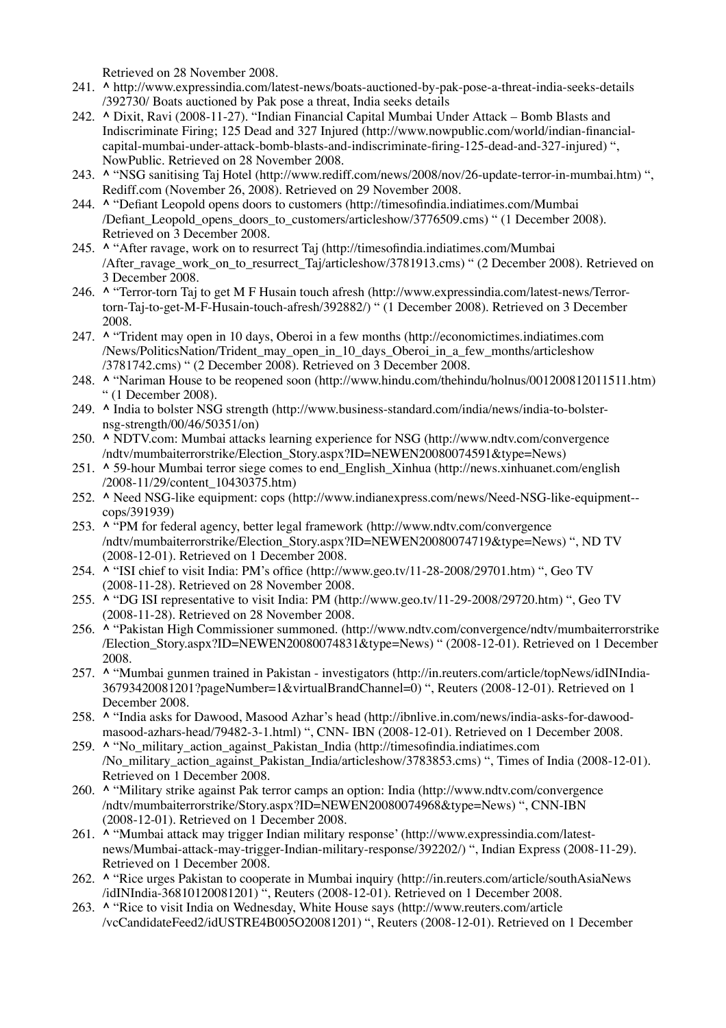Retrieved on 28 November 2008.

241. ^ http://www.expressindia.com/latest-news/boats-auctioned-by-pak-pose-a-threat-india-seeks-details/392730/ Boats auctioned by Pak pose a threat, India seeks details
242. ^ Dixit, Ravi (2008-11-27). "Indian Financial Capital Mumbai Under Attack – Bomb Blasts and Indiscriminate Firing; 125 Dead and 327 Injured (http://www.nowpublic.com/world/indian-financial-capital-mumbai-under-attack-bomb-blasts-and-indiscriminate-firing-125-dead-and-327-injured) ", NowPublic. Retrieved on 28 November 2008.
243. ^ "NSG sanitising Taj Hotel (http://www.rediff.com/news/2008/nov/26-update-terror-in-mumbai.htm) ", Rediff.com (November 26, 2008). Retrieved on 29 November 2008.
244. ^ "Defiant Leopold opens doors to customers (http://timesofindia.indiatimes.com/Mumbai/Defiant_Leopold_opens_doors_to_customers/articleshow/3776509.cms) " (1 December 2008). Retrieved on 3 December 2008.
245. ^ "After ravage, work on to resurrect Taj (http://timesofindia.indiatimes.com/Mumbai/After_ravage_work_on_to_resurrect_Taj/articleshow/3781913.cms) " (2 December 2008). Retrieved on 3 December 2008.
246. ^ "Terror-torn Taj to get M F Husain touch afresh (http://www.expressindia.com/latest-news/Terror-torn-Taj-to-get-M-F-Husain-touch-afresh/392882/) " (1 December 2008). Retrieved on 3 December 2008.
247. ^ "Trident may open in 10 days, Oberoi in a few months (http://economictimes.indiatimes.com/News/PoliticsNation/Trident_may_open_in_10_days_Oberoi_in_a_few_months/articleshow/3781742.cms) " (2 December 2008). Retrieved on 3 December 2008.
248. ^ "Nariman House to be reopened soon (http://www.hindu.com/thehindu/holnus/001200812011511.htm) " (1 December 2008).
249. ^ India to bolster NSG strength (http://www.business-standard.com/india/news/india-to-bolster-nsg-strength/00/46/50351/on)
250. ^ NDTV.com: Mumbai attacks learning experience for NSG (http://www.ndtv.com/convergence/ndtv/mumbaiterrorstrike/Election_Story.aspx?ID=NEWEN20080074591&type=News)
251. ^ 59-hour Mumbai terror siege comes to end_English_Xinhua (http://news.xinhuanet.com/english/2008-11/29/content_10430375.htm)
252. ^ Need NSG-like equipment: cops (http://www.indianexpress.com/news/Need-NSG-like-equipment--cops/391939)
253. ^ "PM for federal agency, better legal framework (http://www.ndtv.com/convergence/ndtv/mumbaiterrorstrike/Election_Story.aspx?ID=NEWEN20080074719&type=News) ", ND TV (2008-12-01). Retrieved on 1 December 2008.
254. ^ "ISI chief to visit India: PM's office (http://www.geo.tv/11-28-2008/29701.htm) ", Geo TV (2008-11-28). Retrieved on 28 November 2008.
255. ^ "DG ISI representative to visit India: PM (http://www.geo.tv/11-29-2008/29720.htm) ", Geo TV (2008-11-28). Retrieved on 28 November 2008.
256. ^ "Pakistan High Commissioner summoned. (http://www.ndtv.com/convergence/ndtv/mumbaiterrorstrike/Election_Story.aspx?ID=NEWEN20080074831&type=News) " (2008-12-01). Retrieved on 1 December 2008.
257. ^ "Mumbai gunmen trained in Pakistan - investigators (http://in.reuters.com/article/topNews/idINIndia-36793420081201?pageNumber=1&virtualBrandChannel=0) ", Reuters (2008-12-01). Retrieved on 1 December 2008.
258. ^ "India asks for Dawood, Masood Azhar's head (http://ibnlive.in.com/news/india-asks-for-dawood-masood-azhars-head/79482-3-1.html) ", CNN- IBN (2008-12-01). Retrieved on 1 December 2008.
259. ^ "No_military_action_against_Pakistan_India (http://timesofindia.indiatimes.com/No_military_action_against_Pakistan_India/articleshow/3783853.cms) ", Times of India (2008-12-01). Retrieved on 1 December 2008.
260. ^ "Military strike against Pak terror camps an option: India (http://www.ndtv.com/convergence/ndtv/mumbaiterrorstrike/Story.aspx?ID=NEWEN20080074968&type=News) ", CNN-IBN (2008-12-01). Retrieved on 1 December 2008.
261. ^ "Mumbai attack may trigger Indian military response' (http://www.expressindia.com/latest-news/Mumbai-attack-may-trigger-Indian-military-response/392202/) ", Indian Express (2008-11-29). Retrieved on 1 December 2008.
262. ^ "Rice urges Pakistan to cooperate in Mumbai inquiry (http://in.reuters.com/article/southAsiaNews/idINIndia-36810120081201) ", Reuters (2008-12-01). Retrieved on 1 December 2008.
263. ^ "Rice to visit India on Wednesday, White House says (http://www.reuters.com/article/vcCandidateFeed2/idUSTRE4B005O20081201) ", Reuters (2008-12-01). Retrieved on 1 December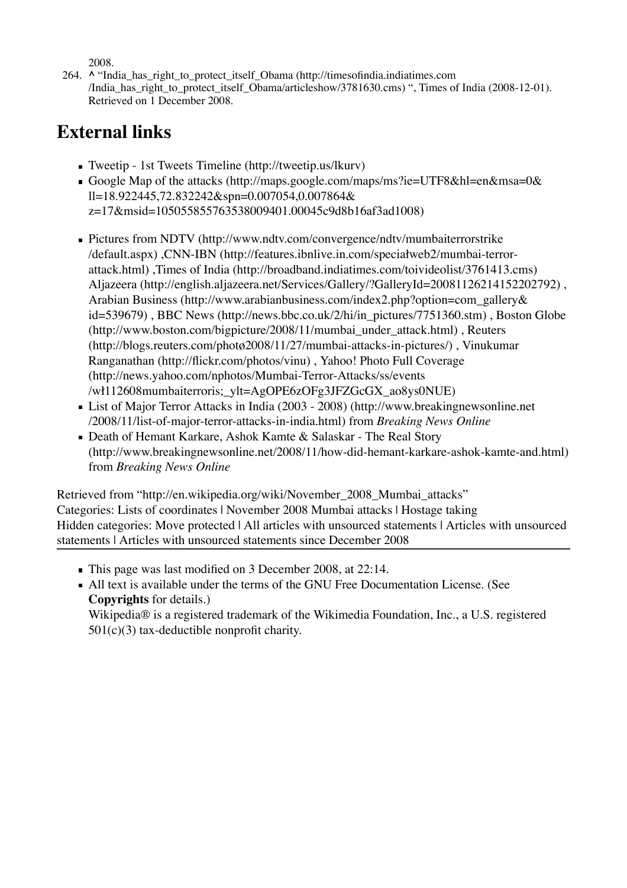2008.

264. ^ "India_has_right_to_protect_itself_Obama (http://timesofindia.indiatimes.com/India_has_right_to_protect_itself_Obama/articleshow/3781630.cms) ", Times of India (2008-12-01). Retrieved on 1 December 2008.

## External links

- Tweetip - 1st Tweets Timeline (http://tweetip.us/lkurv)
- Google Map of the attacks (http://maps.google.com/maps/ms?ie=UTF8&hl=en&msa=0&ll=18.922445,72.832242&spn=0.007054,0.007864&z=17&msid=105055855763538009401.00045c9d8b16af3ad1008)

- Pictures from NDTV (http://www.ndtv.com/convergence/ndtv/mumbaiterrorstrike/default.aspx) ,CNN-IBN (http://features.ibnlive.in.com/specialweb2/mumbai-terror-attack.html) ,Times of India (http://broadband.indiatimes.com/toivideolist/3761413.cms) Aljazeera (http://english.aljazeera.net/Services/Gallery/?GalleryId=20081126214152202792) , Arabian Business (http://www.arabianbusiness.com/index2.php?option=com_gallery&id=539679) , BBC News (http://news.bbc.co.uk/2/hi/in_pictures/7751360.stm) , Boston Globe (http://www.boston.com/bigpicture/2008/11/mumbai_under_attack.html) , Reuters (http://blogs.reuters.com/photo/2008/11/27/mumbai-attacks-in-pictures/) , Vinukumar Ranganathan (http://flickr.com/photos/vinu) , Yahoo! Photo Full Coverage (http://news.yahoo.com/nphotos/Mumbai-Terror-Attacks/ss/events/wl112608mumbaiterroris;_ylt=AgOPE6zOFg3JFZGcGX_ao8ys0NUE)
- List of Major Terror Attacks in India (2003 - 2008) (http://www.breakingnewsonline.net/2008/11/list-of-major-terror-attacks-in-india.html) from *Breaking News Online*
- Death of Hemant Karkare, Ashok Kamte & Salaskar - The Real Story (http://www.breakingnewsonline.net/2008/11/how-did-hemant-karkare-ashok-kamte-and.html) from *Breaking News Online*

Retrieved from "http://en.wikipedia.org/wiki/November_2008_Mumbai_attacks"
Categories: Lists of coordinates | November 2008 Mumbai attacks | Hostage taking
Hidden categories: Move protected | All articles with unsourced statements | Articles with unsourced statements | Articles with unsourced statements since December 2008

---

- This page was last modified on 3 December 2008, at 22:14.
- All text is available under the terms of the GNU Free Documentation License. (See **Copyrights** for details.)
  Wikipedia® is a registered trademark of the Wikimedia Foundation, Inc., a U.S. registered 501(c)(3) tax-deductible nonprofit charity.